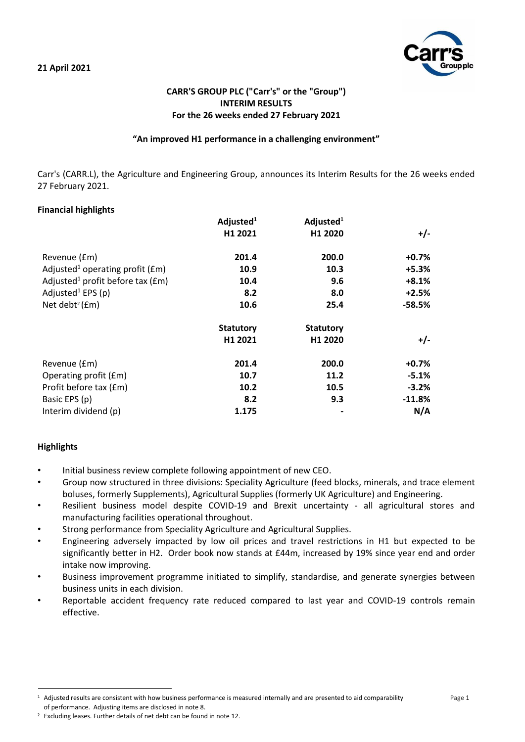21 April 2021

**CARR'S GROUP PLC ("Carr's" or the "Group")**
**INTERIM RESULTS**
**For the 26 weeks ended 27 February 2021**

**"An improved H1 performance in a challenging environment"**

Carr's (CARR.L), the Agriculture and Engineering Group, announces its Interim Results for the 26 weeks ended 27 February 2021.

**Financial highlights**

| | Adjusted[1] H1 2021 | Adjusted[1] H1 2020 | +/- |
|---|---|---|---|
| Revenue (£m) | **201.4** | **200.0** | **+0.7%** |
| Adjusted[1] operating profit (£m) | **10.9** | **10.3** | **+5.3%** |
| Adjusted[1] profit before tax (£m) | **10.4** | **9.6** | **+8.1%** |
| Adjusted[1] EPS (p) | **8.2** | **8.0** | **+2.5%** |
| Net debt[2] (£m) | **10.6** | **25.4** | **-58.5%** |

| | Statutory H1 2021 | Statutory H1 2020 | +/- |
|---|---|---|---|
| Revenue (£m) | **201.4** | **200.0** | **+0.7%** |
| Operating profit (£m) | **10.7** | **11.2** | **-5.1%** |
| Profit before tax (£m) | **10.2** | **10.5** | **-3.2%** |
| Basic EPS (p) | **8.2** | **9.3** | **-11.8%** |
| Interim dividend (p) | **1.175** | **-** | **N/A** |

**Highlights**

- Initial business review complete following appointment of new CEO.
- Group now structured in three divisions: Speciality Agriculture (feed blocks, minerals, and trace element boluses, formerly Supplements), Agricultural Supplies (formerly UK Agriculture) and Engineering.
- Resilient business model despite COVID-19 and Brexit uncertainty - all agricultural stores and manufacturing facilities operational throughout.
- Strong performance from Speciality Agriculture and Agricultural Supplies.
- Engineering adversely impacted by low oil prices and travel restrictions in H1 but expected to be significantly better in H2. Order book now stands at £44m, increased by 19% since year end and order intake now improving.
- Business improvement programme initiated to simplify, standardise, and generate synergies between business units in each division.
- Reportable accident frequency rate reduced compared to last year and COVID-19 controls remain effective.

---

[1] Adjusted results are consistent with how business performance is measured internally and are presented to aid comparability of performance. Adjusting items are disclosed in note 8.

[2] Excluding leases. Further details of net debt can be found in note 12.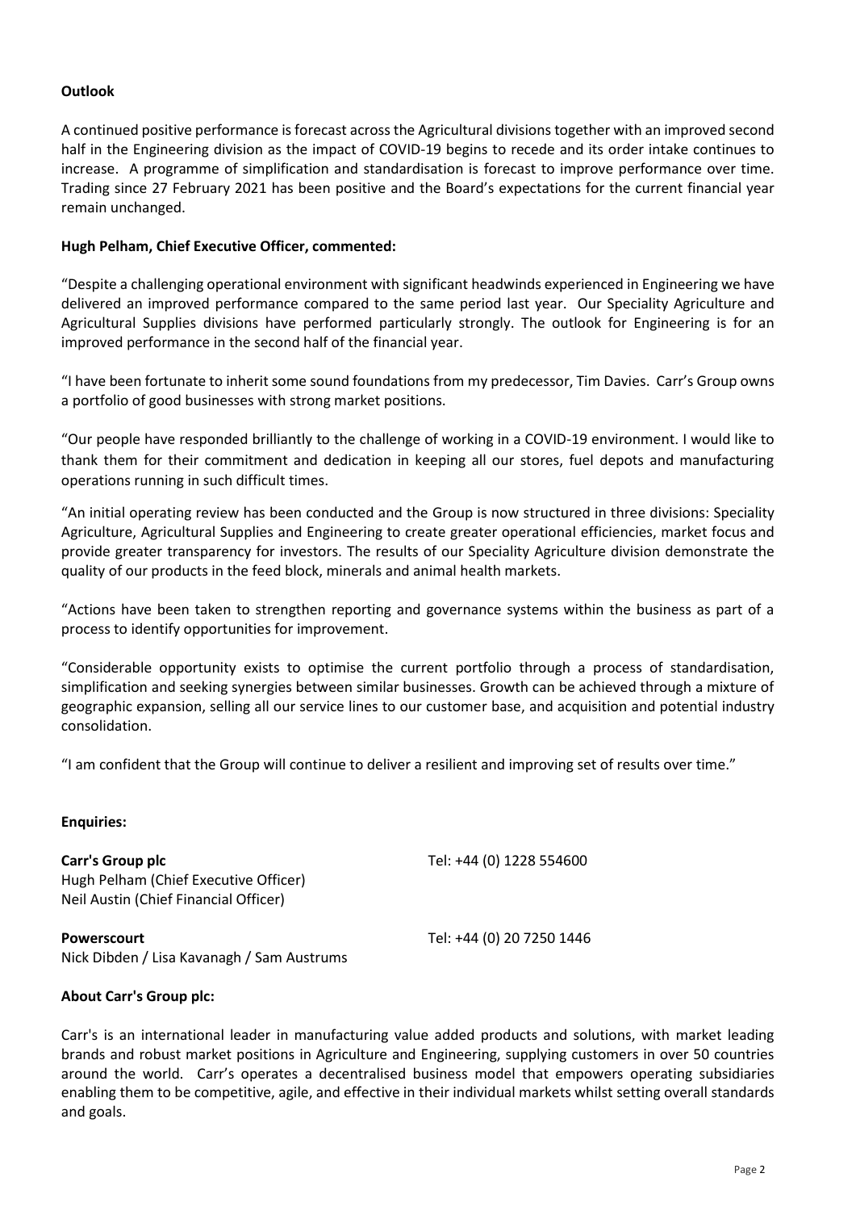**Outlook**

A continued positive performance is forecast across the Agricultural divisions together with an improved second half in the Engineering division as the impact of COVID-19 begins to recede and its order intake continues to increase. A programme of simplification and standardisation is forecast to improve performance over time. Trading since 27 February 2021 has been positive and the Board's expectations for the current financial year remain unchanged.

**Hugh Pelham, Chief Executive Officer, commented:**

"Despite a challenging operational environment with significant headwinds experienced in Engineering we have delivered an improved performance compared to the same period last year. Our Speciality Agriculture and Agricultural Supplies divisions have performed particularly strongly. The outlook for Engineering is for an improved performance in the second half of the financial year.

"I have been fortunate to inherit some sound foundations from my predecessor, Tim Davies. Carr's Group owns a portfolio of good businesses with strong market positions.

"Our people have responded brilliantly to the challenge of working in a COVID-19 environment. I would like to thank them for their commitment and dedication in keeping all our stores, fuel depots and manufacturing operations running in such difficult times.

"An initial operating review has been conducted and the Group is now structured in three divisions: Speciality Agriculture, Agricultural Supplies and Engineering to create greater operational efficiencies, market focus and provide greater transparency for investors. The results of our Speciality Agriculture division demonstrate the quality of our products in the feed block, minerals and animal health markets.

"Actions have been taken to strengthen reporting and governance systems within the business as part of a process to identify opportunities for improvement.

"Considerable opportunity exists to optimise the current portfolio through a process of standardisation, simplification and seeking synergies between similar businesses. Growth can be achieved through a mixture of geographic expansion, selling all our service lines to our customer base, and acquisition and potential industry consolidation.

"I am confident that the Group will continue to deliver a resilient and improving set of results over time."

**Enquiries:**

**Carr's Group plc** Tel: +44 (0) 1228 554600
Hugh Pelham (Chief Executive Officer)
Neil Austin (Chief Financial Officer)

**Powerscourt** Tel: +44 (0) 20 7250 1446
Nick Dibden / Lisa Kavanagh / Sam Austrums

**About Carr's Group plc:**

Carr's is an international leader in manufacturing value added products and solutions, with market leading brands and robust market positions in Agriculture and Engineering, supplying customers in over 50 countries around the world. Carr's operates a decentralised business model that empowers operating subsidiaries enabling them to be competitive, agile, and effective in their individual markets whilst setting overall standards and goals.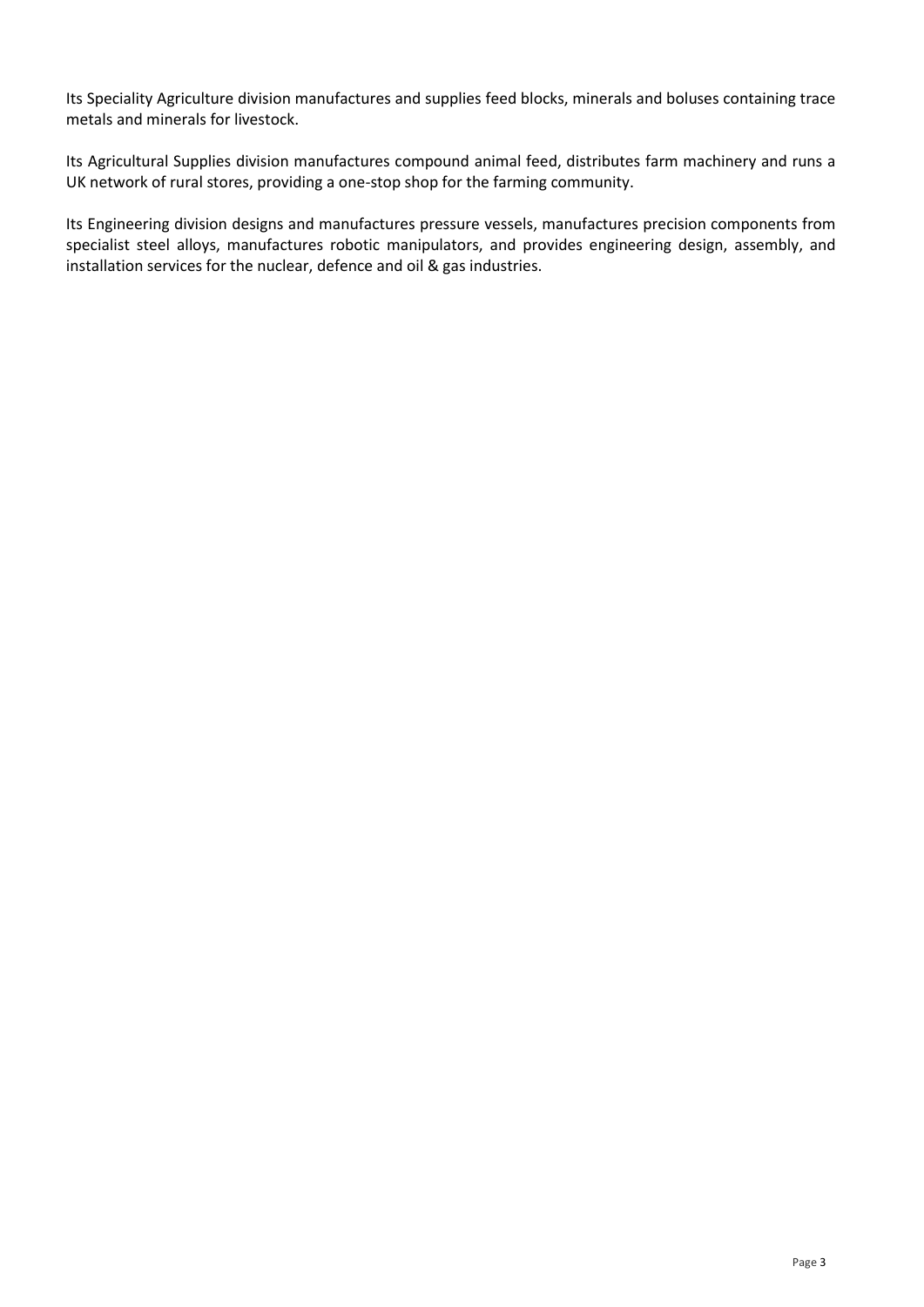Its Speciality Agriculture division manufactures and supplies feed blocks, minerals and boluses containing trace metals and minerals for livestock.

Its Agricultural Supplies division manufactures compound animal feed, distributes farm machinery and runs a UK network of rural stores, providing a one-stop shop for the farming community.

Its Engineering division designs and manufactures pressure vessels, manufactures precision components from specialist steel alloys, manufactures robotic manipulators, and provides engineering design, assembly, and installation services for the nuclear, defence and oil & gas industries.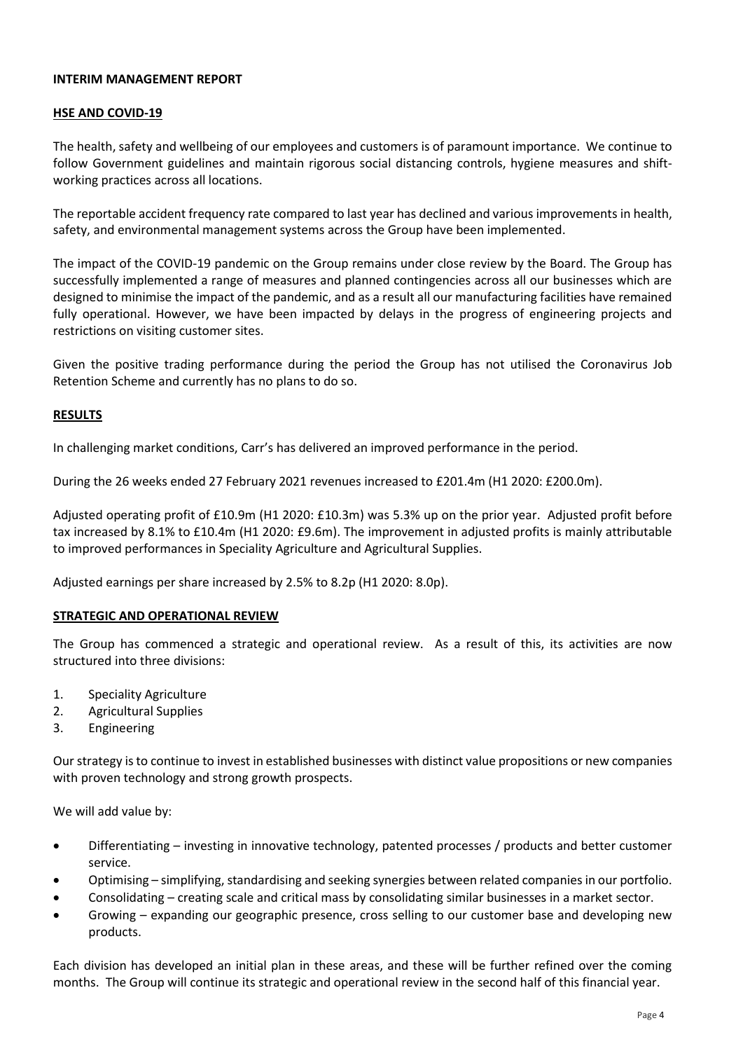# INTERIM MANAGEMENT REPORT

## HSE AND COVID-19

The health, safety and wellbeing of our employees and customers is of paramount importance. We continue to follow Government guidelines and maintain rigorous social distancing controls, hygiene measures and shift-working practices across all locations.

The reportable accident frequency rate compared to last year has declined and various improvements in health, safety, and environmental management systems across the Group have been implemented.

The impact of the COVID-19 pandemic on the Group remains under close review by the Board. The Group has successfully implemented a range of measures and planned contingencies across all our businesses which are designed to minimise the impact of the pandemic, and as a result all our manufacturing facilities have remained fully operational. However, we have been impacted by delays in the progress of engineering projects and restrictions on visiting customer sites.

Given the positive trading performance during the period the Group has not utilised the Coronavirus Job Retention Scheme and currently has no plans to do so.

## RESULTS

In challenging market conditions, Carr's has delivered an improved performance in the period.

During the 26 weeks ended 27 February 2021 revenues increased to £201.4m (H1 2020: £200.0m).

Adjusted operating profit of £10.9m (H1 2020: £10.3m) was 5.3% up on the prior year. Adjusted profit before tax increased by 8.1% to £10.4m (H1 2020: £9.6m). The improvement in adjusted profits is mainly attributable to improved performances in Speciality Agriculture and Agricultural Supplies.

Adjusted earnings per share increased by 2.5% to 8.2p (H1 2020: 8.0p).

## STRATEGIC AND OPERATIONAL REVIEW

The Group has commenced a strategic and operational review. As a result of this, its activities are now structured into three divisions:

1. Speciality Agriculture
2. Agricultural Supplies
3. Engineering

Our strategy is to continue to invest in established businesses with distinct value propositions or new companies with proven technology and strong growth prospects.

We will add value by:

- Differentiating – investing in innovative technology, patented processes / products and better customer service.
- Optimising – simplifying, standardising and seeking synergies between related companies in our portfolio.
- Consolidating – creating scale and critical mass by consolidating similar businesses in a market sector.
- Growing – expanding our geographic presence, cross selling to our customer base and developing new products.

Each division has developed an initial plan in these areas, and these will be further refined over the coming months. The Group will continue its strategic and operational review in the second half of this financial year.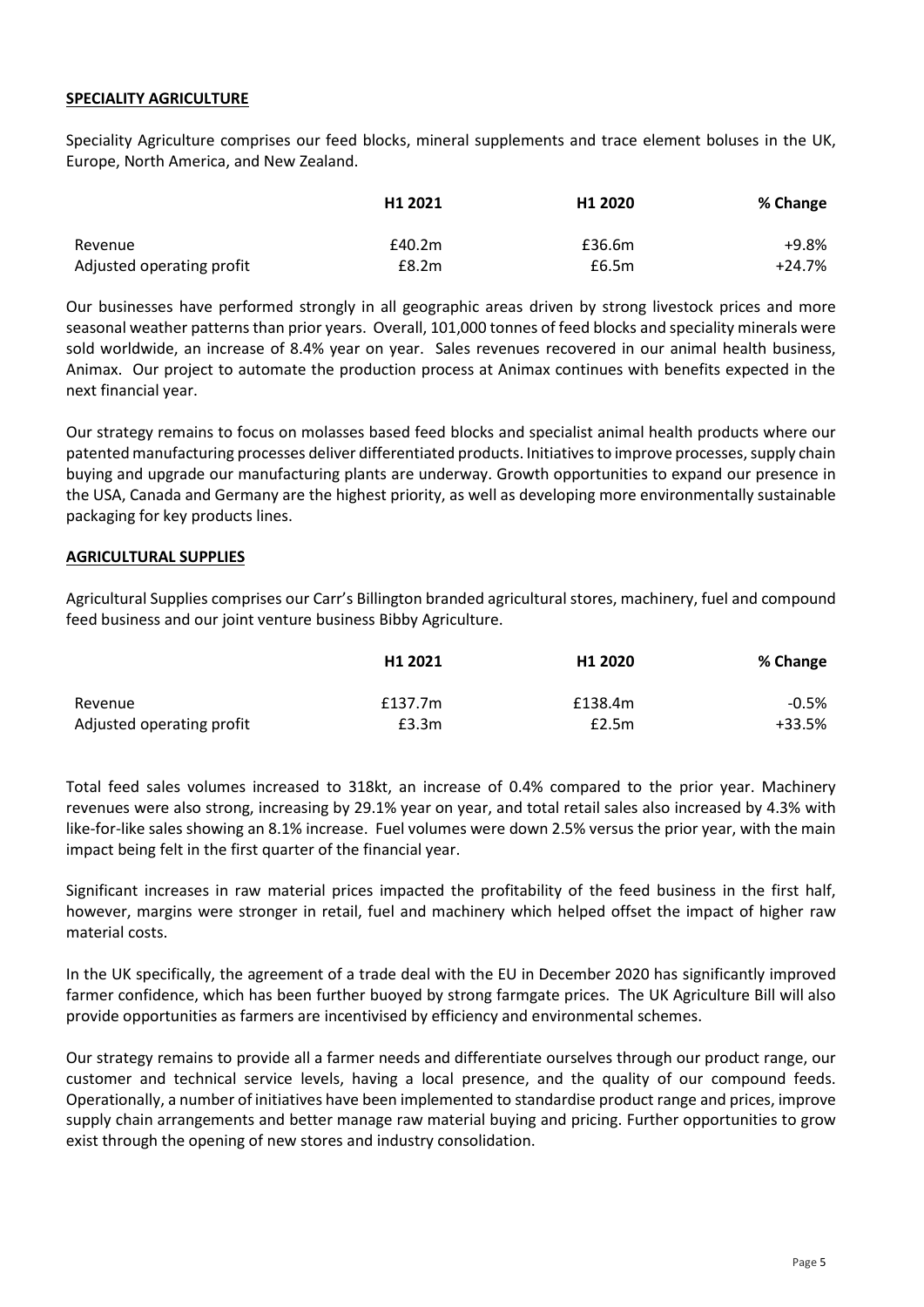## SPECIALITY AGRICULTURE

Speciality Agriculture comprises our feed blocks, mineral supplements and trace element boluses in the UK, Europe, North America, and New Zealand.

| | H1 2021 | H1 2020 | % Change |
|---|---|---|---|
| Revenue | £40.2m | £36.6m | +9.8% |
| Adjusted operating profit | £8.2m | £6.5m | +24.7% |

Our businesses have performed strongly in all geographic areas driven by strong livestock prices and more seasonal weather patterns than prior years. Overall, 101,000 tonnes of feed blocks and speciality minerals were sold worldwide, an increase of 8.4% year on year. Sales revenues recovered in our animal health business, Animax. Our project to automate the production process at Animax continues with benefits expected in the next financial year.

Our strategy remains to focus on molasses based feed blocks and specialist animal health products where our patented manufacturing processes deliver differentiated products. Initiatives to improve processes, supply chain buying and upgrade our manufacturing plants are underway. Growth opportunities to expand our presence in the USA, Canada and Germany are the highest priority, as well as developing more environmentally sustainable packaging for key products lines.

## AGRICULTURAL SUPPLIES

Agricultural Supplies comprises our Carr's Billington branded agricultural stores, machinery, fuel and compound feed business and our joint venture business Bibby Agriculture.

| | H1 2021 | H1 2020 | % Change |
|---|---|---|---|
| Revenue | £137.7m | £138.4m | -0.5% |
| Adjusted operating profit | £3.3m | £2.5m | +33.5% |

Total feed sales volumes increased to 318kt, an increase of 0.4% compared to the prior year. Machinery revenues were also strong, increasing by 29.1% year on year, and total retail sales also increased by 4.3% with like-for-like sales showing an 8.1% increase. Fuel volumes were down 2.5% versus the prior year, with the main impact being felt in the first quarter of the financial year.

Significant increases in raw material prices impacted the profitability of the feed business in the first half, however, margins were stronger in retail, fuel and machinery which helped offset the impact of higher raw material costs.

In the UK specifically, the agreement of a trade deal with the EU in December 2020 has significantly improved farmer confidence, which has been further buoyed by strong farmgate prices. The UK Agriculture Bill will also provide opportunities as farmers are incentivised by efficiency and environmental schemes.

Our strategy remains to provide all a farmer needs and differentiate ourselves through our product range, our customer and technical service levels, having a local presence, and the quality of our compound feeds. Operationally, a number of initiatives have been implemented to standardise product range and prices, improve supply chain arrangements and better manage raw material buying and pricing. Further opportunities to grow exist through the opening of new stores and industry consolidation.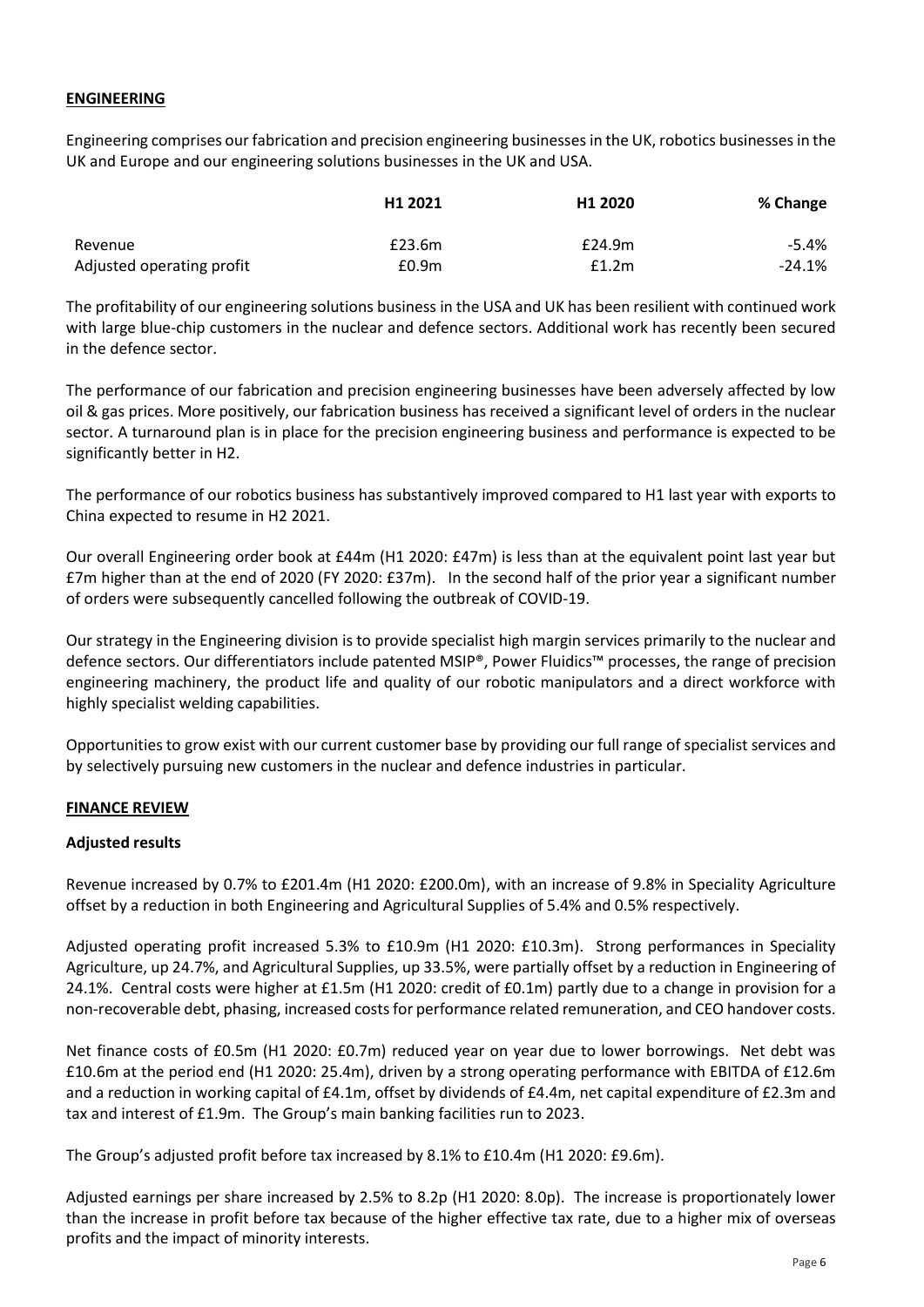## ENGINEERING

Engineering comprises our fabrication and precision engineering businesses in the UK, robotics businesses in the UK and Europe and our engineering solutions businesses in the UK and USA.

| | H1 2021 | H1 2020 | % Change |
|---|---|---|---|
| Revenue | £23.6m | £24.9m | -5.4% |
| Adjusted operating profit | £0.9m | £1.2m | -24.1% |

The profitability of our engineering solutions business in the USA and UK has been resilient with continued work with large blue-chip customers in the nuclear and defence sectors. Additional work has recently been secured in the defence sector.

The performance of our fabrication and precision engineering businesses have been adversely affected by low oil & gas prices. More positively, our fabrication business has received a significant level of orders in the nuclear sector. A turnaround plan is in place for the precision engineering business and performance is expected to be significantly better in H2.

The performance of our robotics business has substantively improved compared to H1 last year with exports to China expected to resume in H2 2021.

Our overall Engineering order book at £44m (H1 2020: £47m) is less than at the equivalent point last year but £7m higher than at the end of 2020 (FY 2020: £37m). In the second half of the prior year a significant number of orders were subsequently cancelled following the outbreak of COVID-19.

Our strategy in the Engineering division is to provide specialist high margin services primarily to the nuclear and defence sectors. Our differentiators include patented MSIP®, Power Fluidics™ processes, the range of precision engineering machinery, the product life and quality of our robotic manipulators and a direct workforce with highly specialist welding capabilities.

Opportunities to grow exist with our current customer base by providing our full range of specialist services and by selectively pursuing new customers in the nuclear and defence industries in particular.

## FINANCE REVIEW

### Adjusted results

Revenue increased by 0.7% to £201.4m (H1 2020: £200.0m), with an increase of 9.8% in Speciality Agriculture offset by a reduction in both Engineering and Agricultural Supplies of 5.4% and 0.5% respectively.

Adjusted operating profit increased 5.3% to £10.9m (H1 2020: £10.3m). Strong performances in Speciality Agriculture, up 24.7%, and Agricultural Supplies, up 33.5%, were partially offset by a reduction in Engineering of 24.1%. Central costs were higher at £1.5m (H1 2020: credit of £0.1m) partly due to a change in provision for a non-recoverable debt, phasing, increased costs for performance related remuneration, and CEO handover costs.

Net finance costs of £0.5m (H1 2020: £0.7m) reduced year on year due to lower borrowings. Net debt was £10.6m at the period end (H1 2020: 25.4m), driven by a strong operating performance with EBITDA of £12.6m and a reduction in working capital of £4.1m, offset by dividends of £4.4m, net capital expenditure of £2.3m and tax and interest of £1.9m. The Group's main banking facilities run to 2023.

The Group's adjusted profit before tax increased by 8.1% to £10.4m (H1 2020: £9.6m).

Adjusted earnings per share increased by 2.5% to 8.2p (H1 2020: 8.0p). The increase is proportionately lower than the increase in profit before tax because of the higher effective tax rate, due to a higher mix of overseas profits and the impact of minority interests.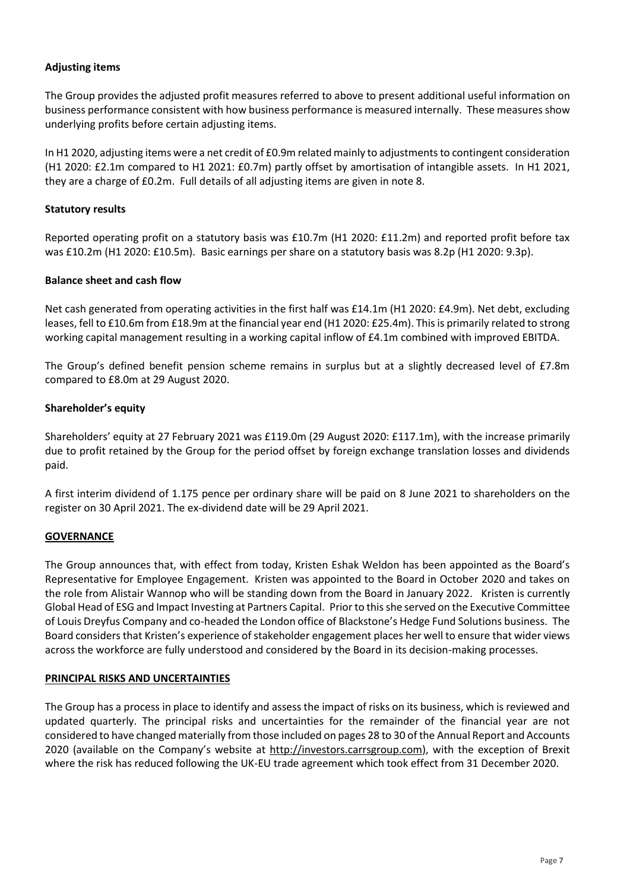**Adjusting items**

The Group provides the adjusted profit measures referred to above to present additional useful information on business performance consistent with how business performance is measured internally. These measures show underlying profits before certain adjusting items.

In H1 2020, adjusting items were a net credit of £0.9m related mainly to adjustments to contingent consideration (H1 2020: £2.1m compared to H1 2021: £0.7m) partly offset by amortisation of intangible assets. In H1 2021, they are a charge of £0.2m. Full details of all adjusting items are given in note 8.

**Statutory results**

Reported operating profit on a statutory basis was £10.7m (H1 2020: £11.2m) and reported profit before tax was £10.2m (H1 2020: £10.5m). Basic earnings per share on a statutory basis was 8.2p (H1 2020: 9.3p).

**Balance sheet and cash flow**

Net cash generated from operating activities in the first half was £14.1m (H1 2020: £4.9m). Net debt, excluding leases, fell to £10.6m from £18.9m at the financial year end (H1 2020: £25.4m). This is primarily related to strong working capital management resulting in a working capital inflow of £4.1m combined with improved EBITDA.

The Group's defined benefit pension scheme remains in surplus but at a slightly decreased level of £7.8m compared to £8.0m at 29 August 2020.

**Shareholder's equity**

Shareholders' equity at 27 February 2021 was £119.0m (29 August 2020: £117.1m), with the increase primarily due to profit retained by the Group for the period offset by foreign exchange translation losses and dividends paid.

A first interim dividend of 1.175 pence per ordinary share will be paid on 8 June 2021 to shareholders on the register on 30 April 2021. The ex-dividend date will be 29 April 2021.

## GOVERNANCE

The Group announces that, with effect from today, Kristen Eshak Weldon has been appointed as the Board's Representative for Employee Engagement. Kristen was appointed to the Board in October 2020 and takes on the role from Alistair Wannop who will be standing down from the Board in January 2022. Kristen is currently Global Head of ESG and Impact Investing at Partners Capital. Prior to this she served on the Executive Committee of Louis Dreyfus Company and co-headed the London office of Blackstone's Hedge Fund Solutions business. The Board considers that Kristen's experience of stakeholder engagement places her well to ensure that wider views across the workforce are fully understood and considered by the Board in its decision-making processes.

## PRINCIPAL RISKS AND UNCERTAINTIES

The Group has a process in place to identify and assess the impact of risks on its business, which is reviewed and updated quarterly. The principal risks and uncertainties for the remainder of the financial year are not considered to have changed materially from those included on pages 28 to 30 of the Annual Report and Accounts 2020 (available on the Company's website at http://investors.carrsgroup.com), with the exception of Brexit where the risk has reduced following the UK-EU trade agreement which took effect from 31 December 2020.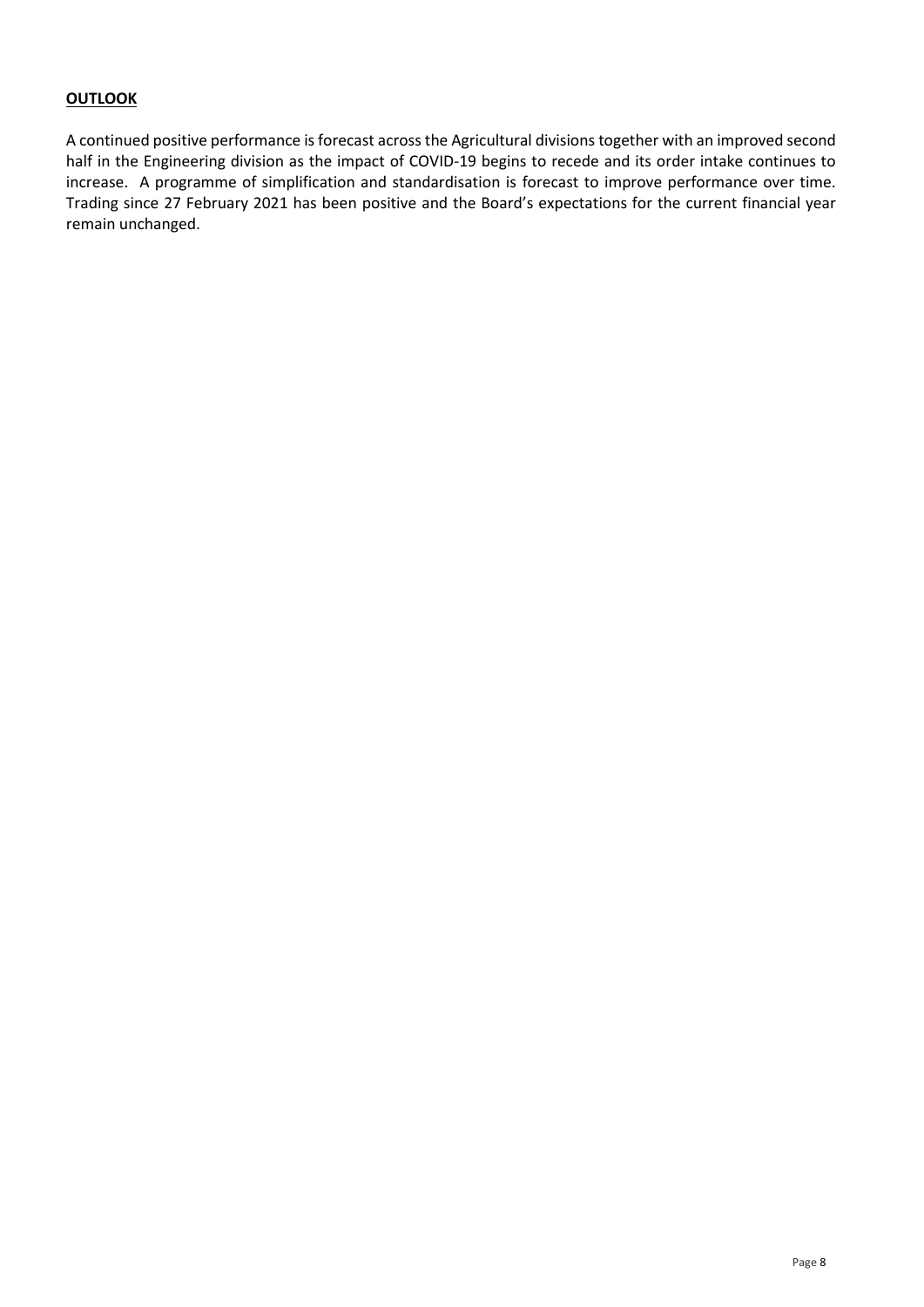## **OUTLOOK**

A continued positive performance is forecast across the Agricultural divisions together with an improved second half in the Engineering division as the impact of COVID-19 begins to recede and its order intake continues to increase. A programme of simplification and standardisation is forecast to improve performance over time. Trading since 27 February 2021 has been positive and the Board's expectations for the current financial year remain unchanged.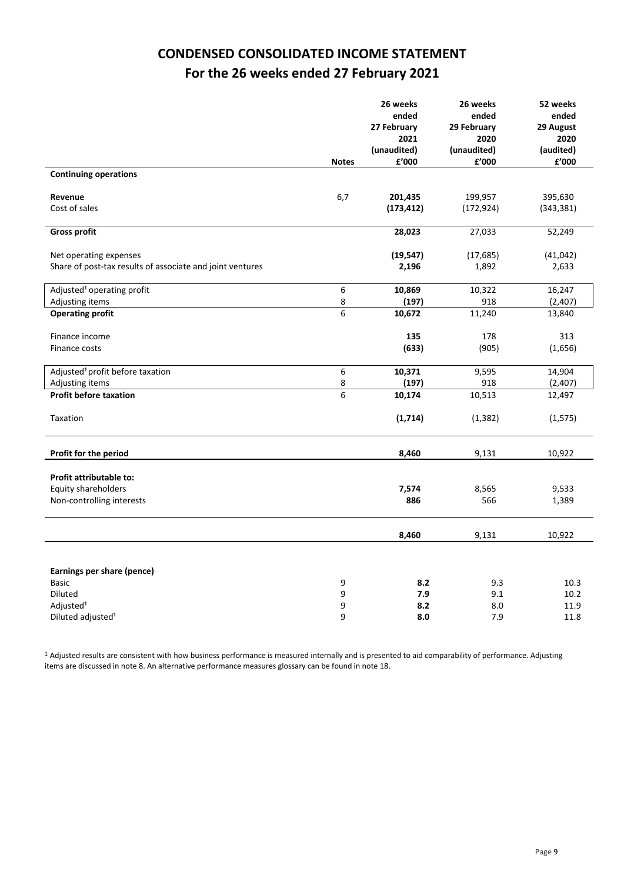# CONDENSED CONSOLIDATED INCOME STATEMENT

## For the 26 weeks ended 27 February 2021

| | Notes | 26 weeks ended 27 February 2021 (unaudited) £'000 | 26 weeks ended 29 February 2020 (unaudited) £'000 | 52 weeks ended 29 August 2020 (audited) £'000 |
|---|---|---|---|---|
| **Continuing operations** | | | | |
| **Revenue** | 6,7 | **201,435** | 199,957 | 395,630 |
| Cost of sales | | **(173,412)** | (172,924) | (343,381) |
| **Gross profit** | | **28,023** | 27,033 | 52,249 |
| Net operating expenses | | **(19,547)** | (17,685) | (41,042) |
| Share of post-tax results of associate and joint ventures | | **2,196** | 1,892 | 2,633 |
| Adjusted[1] operating profit | 6 | **10,869** | 10,322 | 16,247 |
| Adjusting items | 8 | **(197)** | 918 | (2,407) |
| **Operating profit** | 6 | **10,672** | 11,240 | 13,840 |
| Finance income | | **135** | 178 | 313 |
| Finance costs | | **(633)** | (905) | (1,656) |
| Adjusted[1] profit before taxation | 6 | **10,371** | 9,595 | 14,904 |
| Adjusting items | 8 | **(197)** | 918 | (2,407) |
| **Profit before taxation** | 6 | **10,174** | 10,513 | 12,497 |
| Taxation | | **(1,714)** | (1,382) | (1,575) |
| **Profit for the period** | | **8,460** | 9,131 | 10,922 |
| **Profit attributable to:** | | | | |
| Equity shareholders | | **7,574** | 8,565 | 9,533 |
| Non-controlling interests | | **886** | 566 | 1,389 |
| | | **8,460** | 9,131 | 10,922 |
| **Earnings per share (pence)** | | | | |
| Basic | 9 | **8.2** | 9.3 | 10.3 |
| Diluted | 9 | **7.9** | 9.1 | 10.2 |
| Adjusted[1] | 9 | **8.2** | 8.0 | 11.9 |
| Diluted adjusted[1] | 9 | **8.0** | 7.9 | 11.8 |

[1] Adjusted results are consistent with how business performance is measured internally and is presented to aid comparability of performance. Adjusting items are discussed in note 8. An alternative performance measures glossary can be found in note 18.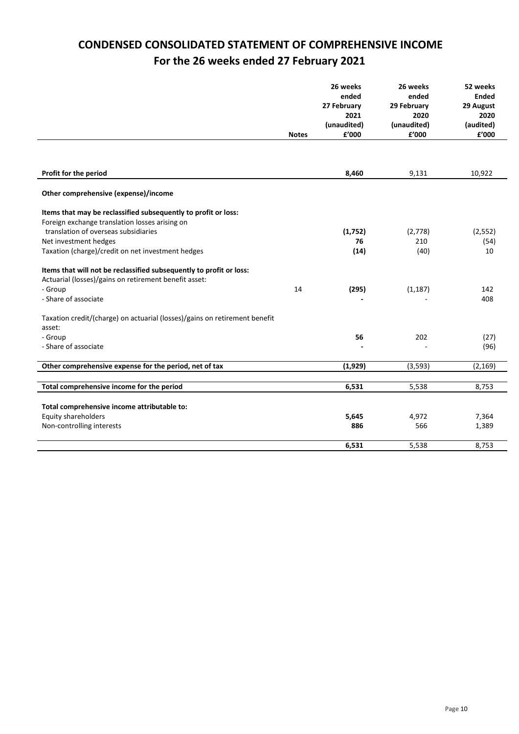# CONDENSED CONSOLIDATED STATEMENT OF COMPREHENSIVE INCOME

## For the 26 weeks ended 27 February 2021

| | Notes | 26 weeks ended 27 February 2021 (unaudited) £'000 | 26 weeks ended 29 February 2020 (unaudited) £'000 | 52 weeks Ended 29 August 2020 (audited) £'000 |
|---|---|---|---|---|
| **Profit for the period** | | **8,460** | 9,131 | 10,922 |
| **Other comprehensive (expense)/income** | | | | |
| **Items that may be reclassified subsequently to profit or loss:** | | | | |
| Foreign exchange translation losses arising on translation of overseas subsidiaries | | **(1,752)** | (2,778) | (2,552) |
| Net investment hedges | | **76** | 210 | (54) |
| Taxation (charge)/credit on net investment hedges | | **(14)** | (40) | 10 |
| **Items that will not be reclassified subsequently to profit or loss:** | | | | |
| Actuarial (losses)/gains on retirement benefit asset: | | | | |
| - Group | 14 | **(295)** | (1,187) | 142 |
| - Share of associate | | **-** | - | 408 |
| Taxation credit/(charge) on actuarial (losses)/gains on retirement benefit asset: | | | | |
| - Group | | **56** | 202 | (27) |
| - Share of associate | | **-** | - | (96) |
| **Other comprehensive expense for the period, net of tax** | | **(1,929)** | (3,593) | (2,169) |
| **Total comprehensive income for the period** | | **6,531** | 5,538 | 8,753 |
| **Total comprehensive income attributable to:** | | | | |
| Equity shareholders | | **5,645** | 4,972 | 7,364 |
| Non-controlling interests | | **886** | 566 | 1,389 |
| | | **6,531** | 5,538 | 8,753 |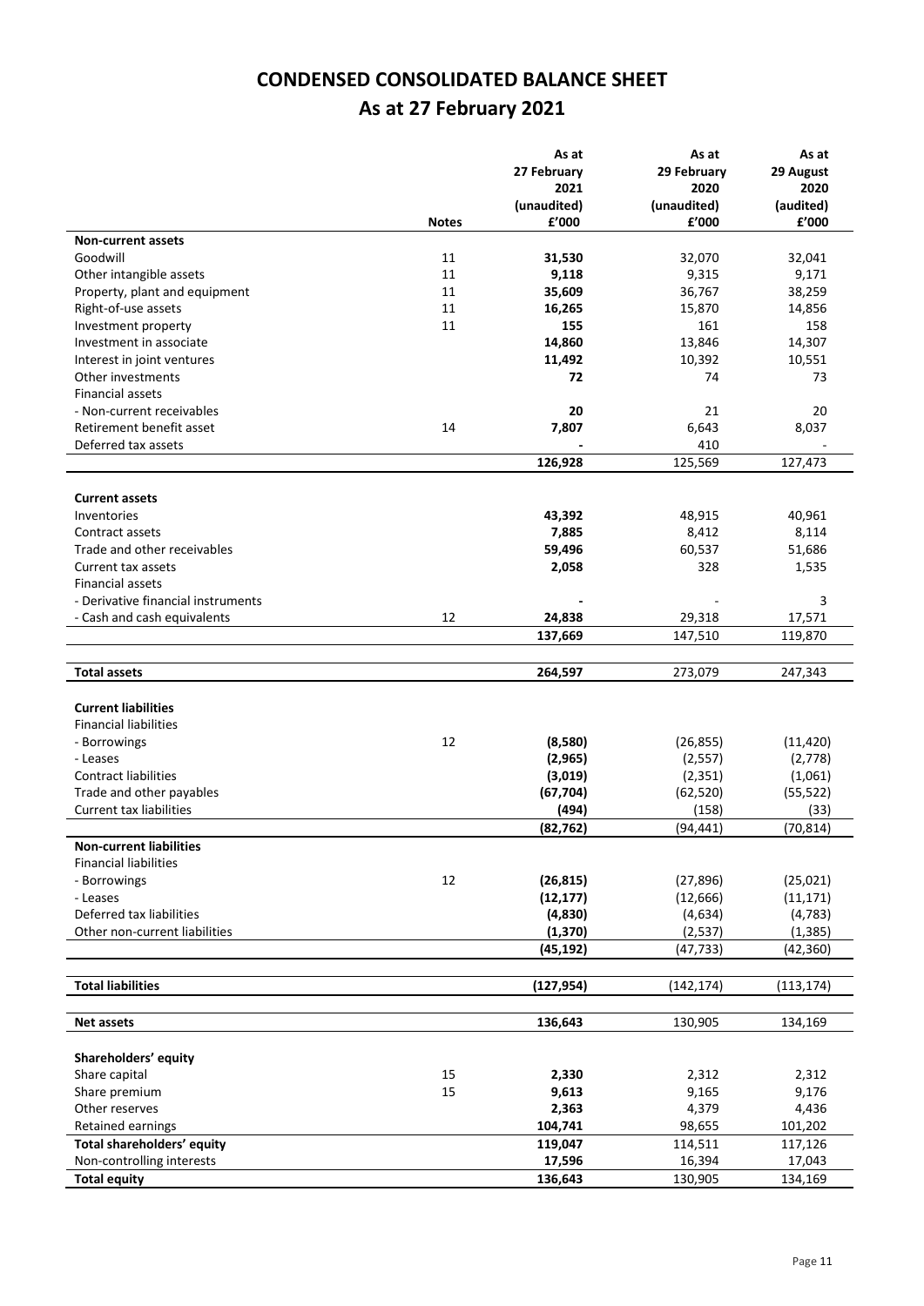# CONDENSED CONSOLIDATED BALANCE SHEET

## As at 27 February 2021

| | Notes | As at 27 February 2021 (unaudited) £'000 | As at 29 February 2020 (unaudited) £'000 | As at 29 August 2020 (audited) £'000 |
|---|---|---|---|---|
| **Non-current assets** | | | | |
| Goodwill | 11 | **31,530** | 32,070 | 32,041 |
| Other intangible assets | 11 | **9,118** | 9,315 | 9,171 |
| Property, plant and equipment | 11 | **35,609** | 36,767 | 38,259 |
| Right-of-use assets | 11 | **16,265** | 15,870 | 14,856 |
| Investment property | 11 | **155** | 161 | 158 |
| Investment in associate | | **14,860** | 13,846 | 14,307 |
| Interest in joint ventures | | **11,492** | 10,392 | 10,551 |
| Other investments | | **72** | 74 | 73 |
| Financial assets | | | | |
| - Non-current receivables | | **20** | 21 | 20 |
| Retirement benefit asset | 14 | **7,807** | 6,643 | 8,037 |
| Deferred tax assets | | **-** | 410 | - |
| | | **126,928** | 125,569 | 127,473 |
| **Current assets** | | | | |
| Inventories | | **43,392** | 48,915 | 40,961 |
| Contract assets | | **7,885** | 8,412 | 8,114 |
| Trade and other receivables | | **59,496** | 60,537 | 51,686 |
| Current tax assets | | **2,058** | 328 | 1,535 |
| Financial assets | | | | |
| - Derivative financial instruments | | **-** | - | 3 |
| - Cash and cash equivalents | 12 | **24,838** | 29,318 | 17,571 |
| | | **137,669** | 147,510 | 119,870 |
| **Total assets** | | **264,597** | 273,079 | 247,343 |
| **Current liabilities** | | | | |
| Financial liabilities | | | | |
| - Borrowings | 12 | **(8,580)** | (26,855) | (11,420) |
| - Leases | | **(2,965)** | (2,557) | (2,778) |
| Contract liabilities | | **(3,019)** | (2,351) | (1,061) |
| Trade and other payables | | **(67,704)** | (62,520) | (55,522) |
| Current tax liabilities | | **(494)** | (158) | (33) |
| | | **(82,762)** | (94,441) | (70,814) |
| **Non-current liabilities** | | | | |
| Financial liabilities | | | | |
| - Borrowings | 12 | **(26,815)** | (27,896) | (25,021) |
| - Leases | | **(12,177)** | (12,666) | (11,171) |
| Deferred tax liabilities | | **(4,830)** | (4,634) | (4,783) |
| Other non-current liabilities | | **(1,370)** | (2,537) | (1,385) |
| | | **(45,192)** | (47,733) | (42,360) |
| **Total liabilities** | | **(127,954)** | (142,174) | (113,174) |
| **Net assets** | | **136,643** | 130,905 | 134,169 |
| **Shareholders' equity** | | | | |
| Share capital | 15 | **2,330** | 2,312 | 2,312 |
| Share premium | 15 | **9,613** | 9,165 | 9,176 |
| Other reserves | | **2,363** | 4,379 | 4,436 |
| Retained earnings | | **104,741** | 98,655 | 101,202 |
| **Total shareholders' equity** | | **119,047** | 114,511 | 117,126 |
| Non-controlling interests | | **17,596** | 16,394 | 17,043 |
| **Total equity** | | **136,643** | 130,905 | 134,169 |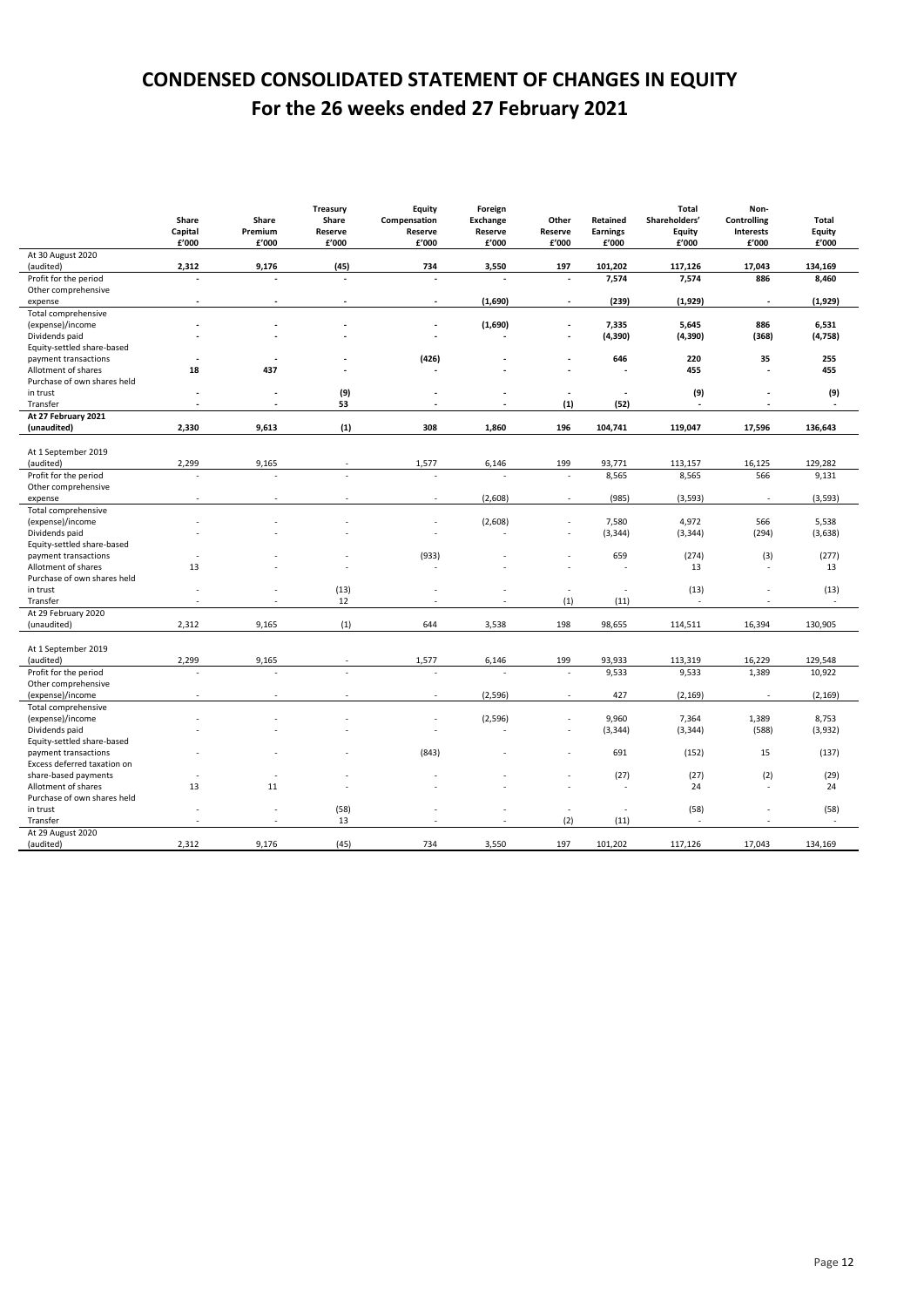# CONDENSED CONSOLIDATED STATEMENT OF CHANGES IN EQUITY
## For the 26 weeks ended 27 February 2021

| | Share Capital £'000 | Share Premium £'000 | Treasury Share Reserve £'000 | Equity Compensation Reserve £'000 | Foreign Exchange Reserve £'000 | Other Reserve £'000 | Retained Earnings £'000 | Total Shareholders' Equity £'000 | Non-Controlling Interests £'000 | Total Equity £'000 |
|---|---|---|---|---|---|---|---|---|---|---|
| At 30 August 2020 (audited) | **2,312** | **9,176** | **(45)** | **734** | **3,550** | **197** | **101,202** | **117,126** | **17,043** | **134,169** |
| Profit for the period | **-** | **-** | **-** | **-** | **-** | **-** | **7,574** | **7,574** | **886** | **8,460** |
| Other comprehensive expense | **-** | **-** | **-** | **-** | **(1,690)** | **-** | **(239)** | **(1,929)** | **-** | **(1,929)** |
| Total comprehensive (expense)/income | **-** | **-** | **-** | **-** | **(1,690)** | **-** | **7,335** | **5,645** | **886** | **6,531** |
| Dividends paid | **-** | **-** | **-** | **-** | **-** | **-** | **(4,390)** | **(4,390)** | **(368)** | **(4,758)** |
| Equity-settled share-based payment transactions | **-** | **-** | **-** | **(426)** | **-** | **-** | **646** | **220** | **35** | **255** |
| Allotment of shares | **18** | **437** | **-** | **-** | **-** | **-** | **-** | **455** | **-** | **455** |
| Purchase of own shares held in trust | **-** | **-** | **(9)** | **-** | **-** | **-** | **-** | **(9)** | **-** | **(9)** |
| Transfer | **-** | **-** | **53** | **-** | **-** | **(1)** | **(52)** | **-** | **-** | **-** |
| **At 27 February 2021 (unaudited)** | **2,330** | **9,613** | **(1)** | **308** | **1,860** | **196** | **104,741** | **119,047** | **17,596** | **136,643** |
| | | | | | | | | | | |
| At 1 September 2019 (audited) | 2,299 | 9,165 | - | 1,577 | 6,146 | 199 | 93,771 | 113,157 | 16,125 | 129,282 |
| Profit for the period | - | - | - | - | - | - | 8,565 | 8,565 | 566 | 9,131 |
| Other comprehensive expense | - | - | - | - | (2,608) | - | (985) | (3,593) | - | (3,593) |
| Total comprehensive (expense)/income | - | - | - | - | (2,608) | - | 7,580 | 4,972 | 566 | 5,538 |
| Dividends paid | - | - | - | - | - | - | (3,344) | (3,344) | (294) | (3,638) |
| Equity-settled share-based payment transactions | - | - | - | (933) | - | - | 659 | (274) | (3) | (277) |
| Allotment of shares | 13 | - | - | - | - | - | - | 13 | - | 13 |
| Purchase of own shares held in trust | - | - | (13) | - | - | - | - | (13) | - | (13) |
| Transfer | - | - | 12 | - | - | (1) | (11) | - | - | - |
| At 29 February 2020 (unaudited) | 2,312 | 9,165 | (1) | 644 | 3,538 | 198 | 98,655 | 114,511 | 16,394 | 130,905 |
| | | | | | | | | | | |
| At 1 September 2019 (audited) | 2,299 | 9,165 | - | 1,577 | 6,146 | 199 | 93,933 | 113,319 | 16,229 | 129,548 |
| Profit for the period | - | - | - | - | - | - | 9,533 | 9,533 | 1,389 | 10,922 |
| Other comprehensive (expense)/income | - | - | - | - | (2,596) | - | 427 | (2,169) | - | (2,169) |
| Total comprehensive (expense)/income | - | - | - | - | (2,596) | - | 9,960 | 7,364 | 1,389 | 8,753 |
| Dividends paid | - | - | - | - | - | - | (3,344) | (3,344) | (588) | (3,932) |
| Equity-settled share-based payment transactions | - | - | - | (843) | - | - | 691 | (152) | 15 | (137) |
| Excess deferred taxation on share-based payments | - | - | - | - | - | - | (27) | (27) | (2) | (29) |
| Allotment of shares | 13 | 11 | - | - | - | - | - | 24 | - | 24 |
| Purchase of own shares held in trust | - | - | (58) | - | - | - | - | (58) | - | (58) |
| Transfer | - | - | 13 | - | - | (2) | (11) | - | - | - |
| At 29 August 2020 (audited) | 2,312 | 9,176 | (45) | 734 | 3,550 | 197 | 101,202 | 117,126 | 17,043 | 134,169 |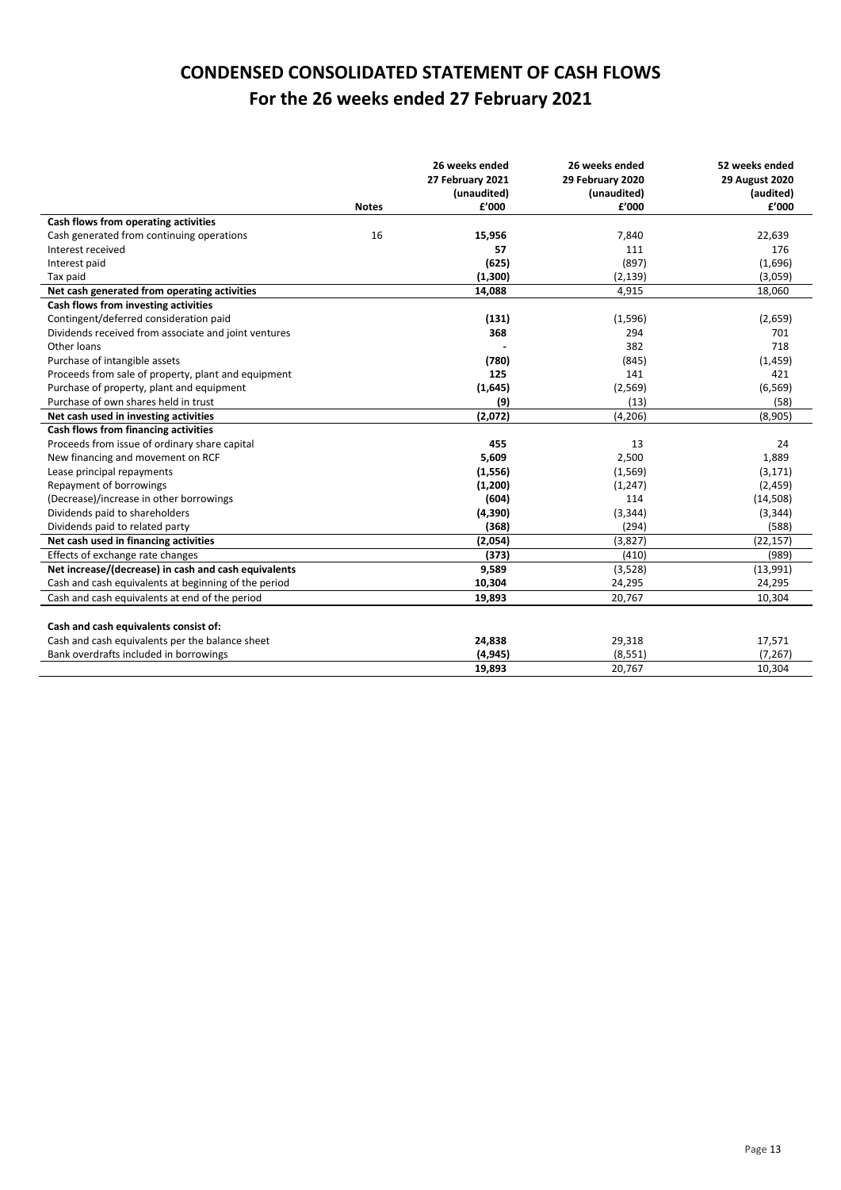# CONDENSED CONSOLIDATED STATEMENT OF CASH FLOWS
## For the 26 weeks ended 27 February 2021

| | Notes | 26 weeks ended 27 February 2021 (unaudited) £'000 | 26 weeks ended 29 February 2020 (unaudited) £'000 | 52 weeks ended 29 August 2020 (audited) £'000 |
|---|---|---|---|---|
| **Cash flows from operating activities** | | | | |
| Cash generated from continuing operations | 16 | **15,956** | 7,840 | 22,639 |
| Interest received | | **57** | 111 | 176 |
| Interest paid | | **(625)** | (897) | (1,696) |
| Tax paid | | **(1,300)** | (2,139) | (3,059) |
| **Net cash generated from operating activities** | | **14,088** | 4,915 | 18,060 |
| **Cash flows from investing activities** | | | | |
| Contingent/deferred consideration paid | | **(131)** | (1,596) | (2,659) |
| Dividends received from associate and joint ventures | | **368** | 294 | 701 |
| Other loans | | **-** | 382 | 718 |
| Purchase of intangible assets | | **(780)** | (845) | (1,459) |
| Proceeds from sale of property, plant and equipment | | **125** | 141 | 421 |
| Purchase of property, plant and equipment | | **(1,645)** | (2,569) | (6,569) |
| Purchase of own shares held in trust | | **(9)** | (13) | (58) |
| **Net cash used in investing activities** | | **(2,072)** | (4,206) | (8,905) |
| **Cash flows from financing activities** | | | | |
| Proceeds from issue of ordinary share capital | | **455** | 13 | 24 |
| New financing and movement on RCF | | **5,609** | 2,500 | 1,889 |
| Lease principal repayments | | **(1,556)** | (1,569) | (3,171) |
| Repayment of borrowings | | **(1,200)** | (1,247) | (2,459) |
| (Decrease)/increase in other borrowings | | **(604)** | 114 | (14,508) |
| Dividends paid to shareholders | | **(4,390)** | (3,344) | (3,344) |
| Dividends paid to related party | | **(368)** | (294) | (588) |
| **Net cash used in financing activities** | | **(2,054)** | (3,827) | (22,157) |
| Effects of exchange rate changes | | **(373)** | (410) | (989) |
| **Net increase/(decrease) in cash and cash equivalents** | | **9,589** | (3,528) | (13,991) |
| Cash and cash equivalents at beginning of the period | | **10,304** | 24,295 | 24,295 |
| Cash and cash equivalents at end of the period | | **19,893** | 20,767 | 10,304 |
| | | | | |
| **Cash and cash equivalents consist of:** | | | | |
| Cash and cash equivalents per the balance sheet | | **24,838** | 29,318 | 17,571 |
| Bank overdrafts included in borrowings | | **(4,945)** | (8,551) | (7,267) |
| | | **19,893** | 20,767 | 10,304 |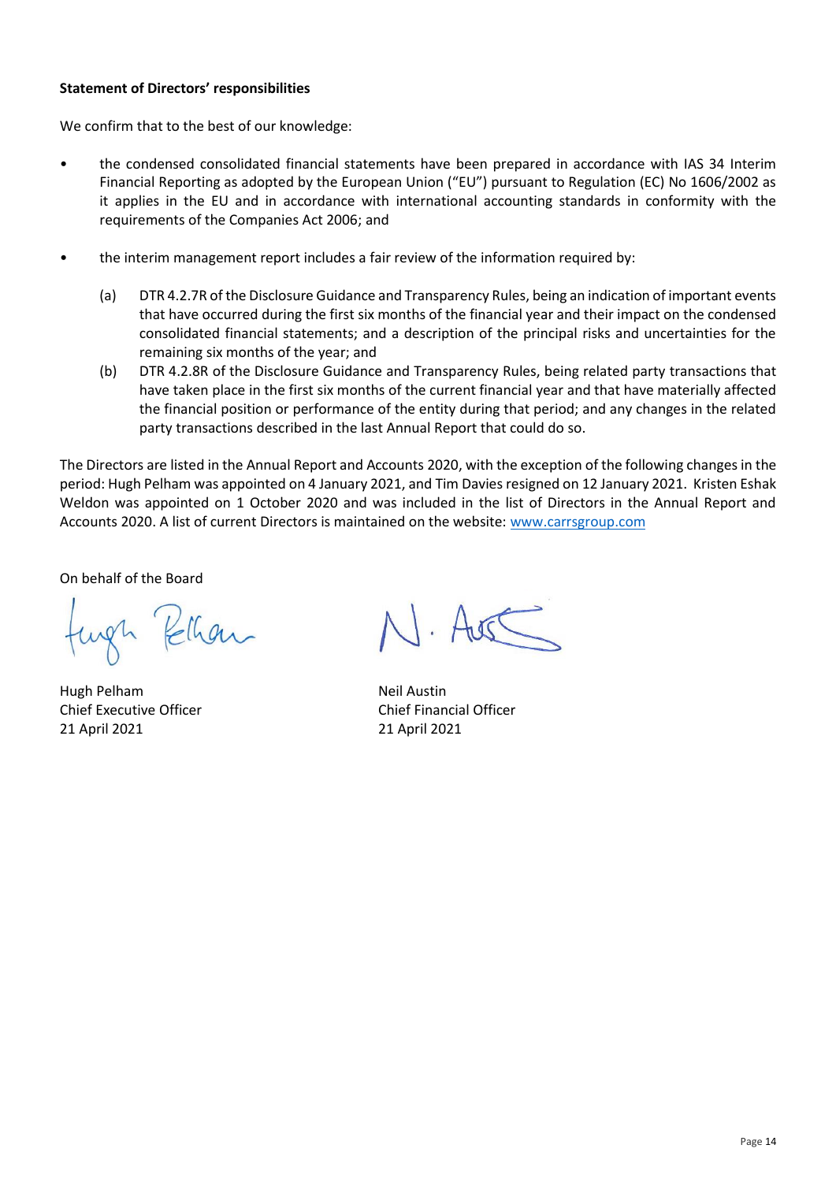**Statement of Directors' responsibilities**

We confirm that to the best of our knowledge:

- the condensed consolidated financial statements have been prepared in accordance with IAS 34 Interim Financial Reporting as adopted by the European Union ("EU") pursuant to Regulation (EC) No 1606/2002 as it applies in the EU and in accordance with international accounting standards in conformity with the requirements of the Companies Act 2006; and

- the interim management report includes a fair review of the information required by:

  (a) DTR 4.2.7R of the Disclosure Guidance and Transparency Rules, being an indication of important events that have occurred during the first six months of the financial year and their impact on the condensed consolidated financial statements; and a description of the principal risks and uncertainties for the remaining six months of the year; and

  (b) DTR 4.2.8R of the Disclosure Guidance and Transparency Rules, being related party transactions that have taken place in the first six months of the current financial year and that have materially affected the financial position or performance of the entity during that period; and any changes in the related party transactions described in the last Annual Report that could do so.

The Directors are listed in the Annual Report and Accounts 2020, with the exception of the following changes in the period: Hugh Pelham was appointed on 4 January 2021, and Tim Davies resigned on 12 January 2021. Kristen Eshak Weldon was appointed on 1 October 2020 and was included in the list of Directors in the Annual Report and Accounts 2020. A list of current Directors is maintained on the website: www.carrsgroup.com

On behalf of the Board

Hugh Pelham
Chief Executive Officer
21 April 2021

Neil Austin
Chief Financial Officer
21 April 2021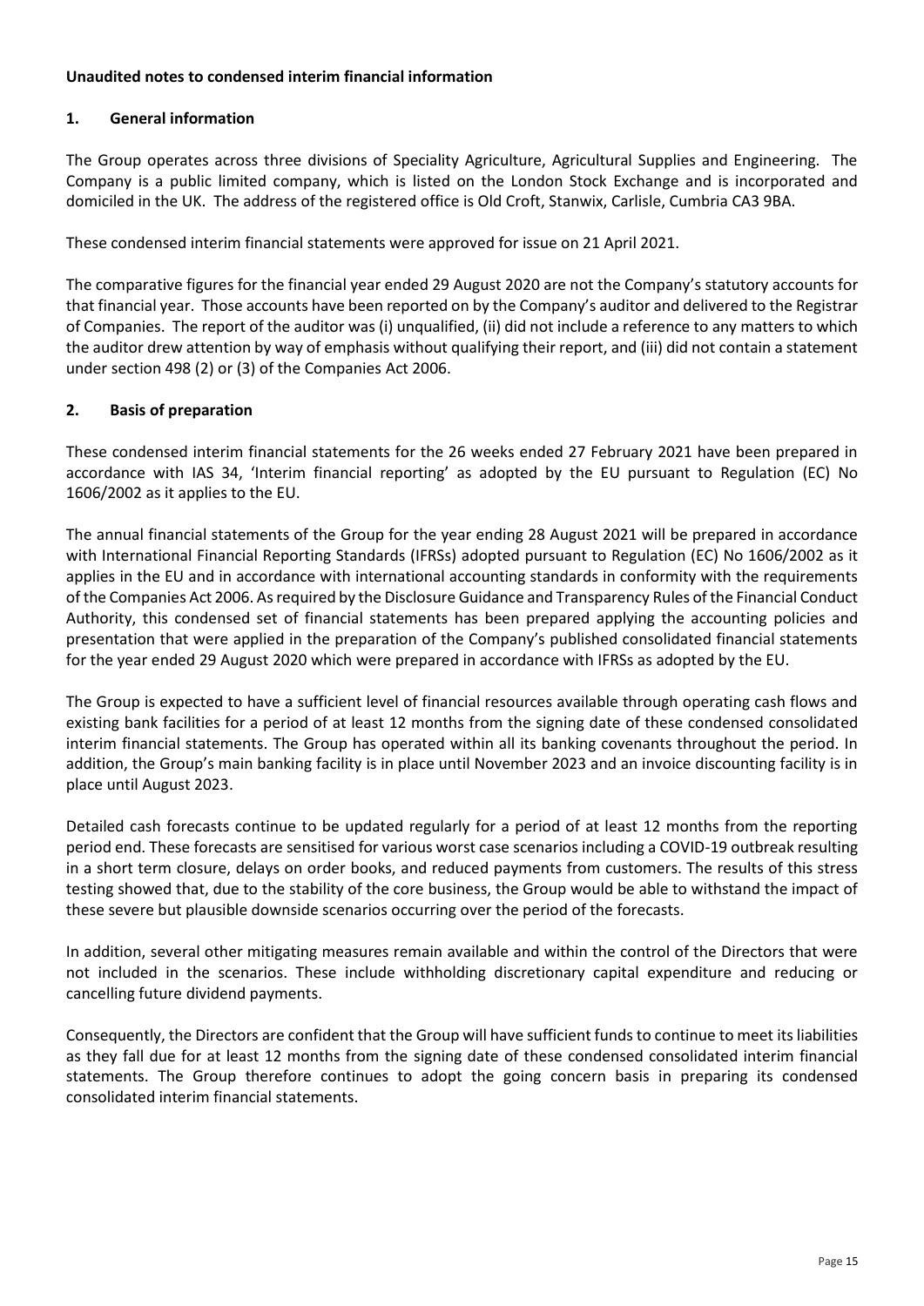**Unaudited notes to condensed interim financial information**

## 1. General information

The Group operates across three divisions of Speciality Agriculture, Agricultural Supplies and Engineering. The Company is a public limited company, which is listed on the London Stock Exchange and is incorporated and domiciled in the UK. The address of the registered office is Old Croft, Stanwix, Carlisle, Cumbria CA3 9BA.

These condensed interim financial statements were approved for issue on 21 April 2021.

The comparative figures for the financial year ended 29 August 2020 are not the Company's statutory accounts for that financial year. Those accounts have been reported on by the Company's auditor and delivered to the Registrar of Companies. The report of the auditor was (i) unqualified, (ii) did not include a reference to any matters to which the auditor drew attention by way of emphasis without qualifying their report, and (iii) did not contain a statement under section 498 (2) or (3) of the Companies Act 2006.

## 2. Basis of preparation

These condensed interim financial statements for the 26 weeks ended 27 February 2021 have been prepared in accordance with IAS 34, 'Interim financial reporting' as adopted by the EU pursuant to Regulation (EC) No 1606/2002 as it applies to the EU.

The annual financial statements of the Group for the year ending 28 August 2021 will be prepared in accordance with International Financial Reporting Standards (IFRSs) adopted pursuant to Regulation (EC) No 1606/2002 as it applies in the EU and in accordance with international accounting standards in conformity with the requirements of the Companies Act 2006. As required by the Disclosure Guidance and Transparency Rules of the Financial Conduct Authority, this condensed set of financial statements has been prepared applying the accounting policies and presentation that were applied in the preparation of the Company's published consolidated financial statements for the year ended 29 August 2020 which were prepared in accordance with IFRSs as adopted by the EU.

The Group is expected to have a sufficient level of financial resources available through operating cash flows and existing bank facilities for a period of at least 12 months from the signing date of these condensed consolidated interim financial statements. The Group has operated within all its banking covenants throughout the period. In addition, the Group's main banking facility is in place until November 2023 and an invoice discounting facility is in place until August 2023.

Detailed cash forecasts continue to be updated regularly for a period of at least 12 months from the reporting period end. These forecasts are sensitised for various worst case scenarios including a COVID-19 outbreak resulting in a short term closure, delays on order books, and reduced payments from customers. The results of this stress testing showed that, due to the stability of the core business, the Group would be able to withstand the impact of these severe but plausible downside scenarios occurring over the period of the forecasts.

In addition, several other mitigating measures remain available and within the control of the Directors that were not included in the scenarios. These include withholding discretionary capital expenditure and reducing or cancelling future dividend payments.

Consequently, the Directors are confident that the Group will have sufficient funds to continue to meet its liabilities as they fall due for at least 12 months from the signing date of these condensed consolidated interim financial statements. The Group therefore continues to adopt the going concern basis in preparing its condensed consolidated interim financial statements.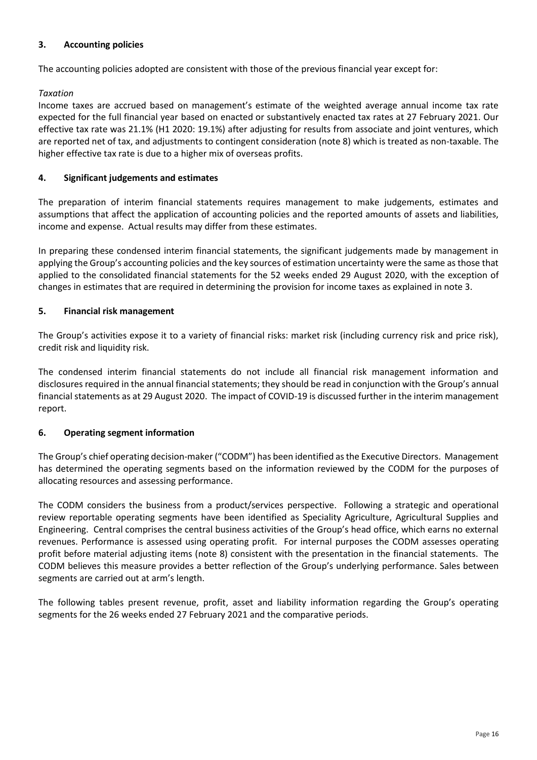## 3. Accounting policies

The accounting policies adopted are consistent with those of the previous financial year except for:

*Taxation*

Income taxes are accrued based on management's estimate of the weighted average annual income tax rate expected for the full financial year based on enacted or substantively enacted tax rates at 27 February 2021. Our effective tax rate was 21.1% (H1 2020: 19.1%) after adjusting for results from associate and joint ventures, which are reported net of tax, and adjustments to contingent consideration (note 8) which is treated as non-taxable. The higher effective tax rate is due to a higher mix of overseas profits.

## 4. Significant judgements and estimates

The preparation of interim financial statements requires management to make judgements, estimates and assumptions that affect the application of accounting policies and the reported amounts of assets and liabilities, income and expense. Actual results may differ from these estimates.

In preparing these condensed interim financial statements, the significant judgements made by management in applying the Group's accounting policies and the key sources of estimation uncertainty were the same as those that applied to the consolidated financial statements for the 52 weeks ended 29 August 2020, with the exception of changes in estimates that are required in determining the provision for income taxes as explained in note 3.

## 5. Financial risk management

The Group's activities expose it to a variety of financial risks: market risk (including currency risk and price risk), credit risk and liquidity risk.

The condensed interim financial statements do not include all financial risk management information and disclosures required in the annual financial statements; they should be read in conjunction with the Group's annual financial statements as at 29 August 2020. The impact of COVID-19 is discussed further in the interim management report.

## 6. Operating segment information

The Group's chief operating decision-maker ("CODM") has been identified as the Executive Directors. Management has determined the operating segments based on the information reviewed by the CODM for the purposes of allocating resources and assessing performance.

The CODM considers the business from a product/services perspective. Following a strategic and operational review reportable operating segments have been identified as Speciality Agriculture, Agricultural Supplies and Engineering. Central comprises the central business activities of the Group's head office, which earns no external revenues. Performance is assessed using operating profit. For internal purposes the CODM assesses operating profit before material adjusting items (note 8) consistent with the presentation in the financial statements. The CODM believes this measure provides a better reflection of the Group's underlying performance. Sales between segments are carried out at arm's length.

The following tables present revenue, profit, asset and liability information regarding the Group's operating segments for the 26 weeks ended 27 February 2021 and the comparative periods.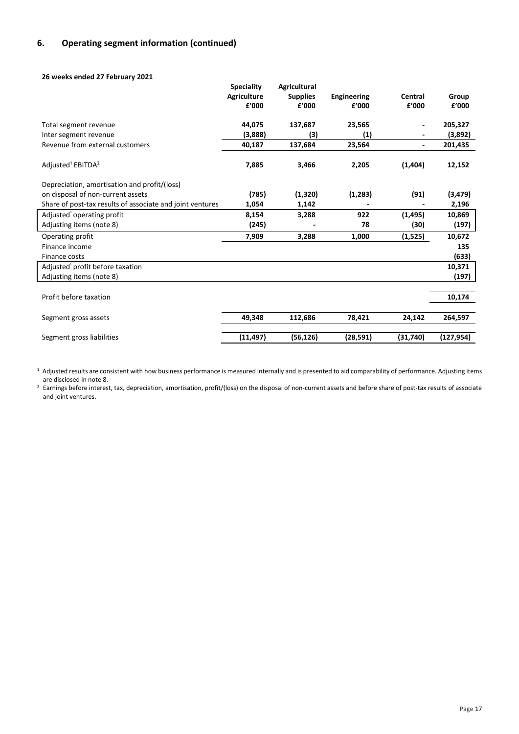## 6. Operating segment information (continued)

**26 weeks ended 27 February 2021**

| | Speciality Agriculture £'000 | Agricultural Supplies £'000 | Engineering £'000 | Central £'000 | Group £'000 |
|---|---|---|---|---|---|
| Total segment revenue | 44,075 | 137,687 | 23,565 | - | 205,327 |
| Inter segment revenue | (3,888) | (3) | (1) | - | (3,892) |
| Revenue from external customers | 40,187 | 137,684 | 23,564 | - | 201,435 |
| Adjusted[1] EBITDA[2] | 7,885 | 3,466 | 2,205 | (1,404) | 12,152 |
| Depreciation, amortisation and profit/(loss) on disposal of non-current assets | (785) | (1,320) | (1,283) | (91) | (3,479) |
| Share of post-tax results of associate and joint ventures | 1,054 | 1,142 | - | - | 2,196 |
| Adjusted[1] operating profit | 8,154 | 3,288 | 922 | (1,495) | 10,869 |
| Adjusting items (note 8) | (245) | - | 78 | (30) | (197) |
| Operating profit | 7,909 | 3,288 | 1,000 | (1,525) | 10,672 |
| Finance income | | | | | 135 |
| Finance costs | | | | | (633) |
| Adjusted[1] profit before taxation | | | | | 10,371 |
| Adjusting items (note 8) | | | | | (197) |
| Profit before taxation | | | | | 10,174 |
| Segment gross assets | 49,348 | 112,686 | 78,421 | 24,142 | 264,597 |
| Segment gross liabilities | (11,497) | (56,126) | (28,591) | (31,740) | (127,954) |

[1] Adjusted results are consistent with how business performance is measured internally and is presented to aid comparability of performance. Adjusting items are disclosed in note 8.

[2] Earnings before interest, tax, depreciation, amortisation, profit/(loss) on the disposal of non-current assets and before share of post-tax results of associate and joint ventures.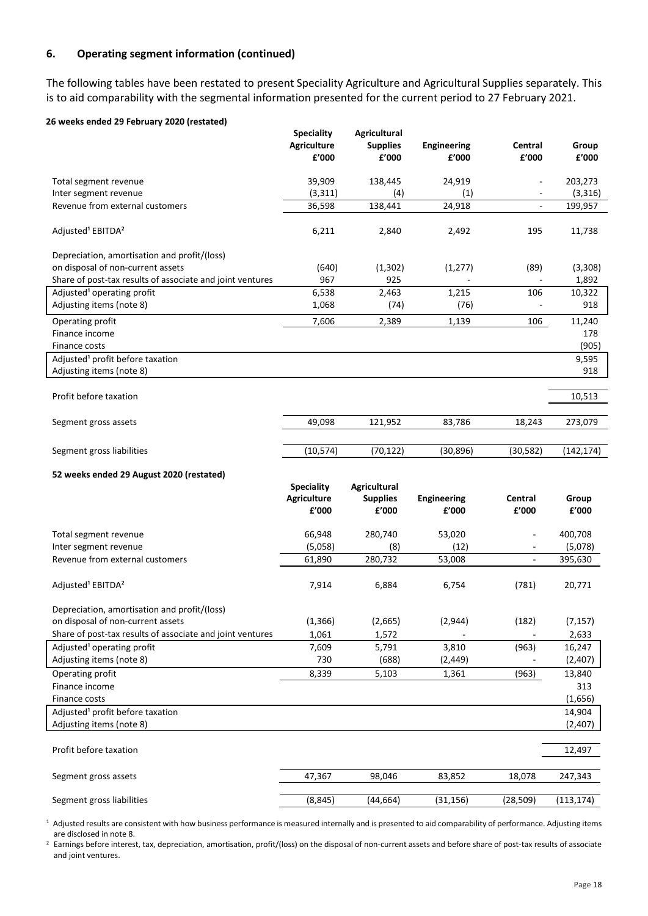## 6. Operating segment information (continued)

The following tables have been restated to present Speciality Agriculture and Agricultural Supplies separately. This is to aid comparability with the segmental information presented for the current period to 27 February 2021.

**26 weeks ended 29 February 2020 (restated)**

| | Speciality Agriculture £'000 | Agricultural Supplies £'000 | Engineering £'000 | Central £'000 | Group £'000 |
|---|---|---|---|---|---|
| Total segment revenue | 39,909 | 138,445 | 24,919 | - | 203,273 |
| Inter segment revenue | (3,311) | (4) | (1) | - | (3,316) |
| Revenue from external customers | 36,598 | 138,441 | 24,918 | - | 199,957 |
| Adjusted[1] EBITDA[2] | 6,211 | 2,840 | 2,492 | 195 | 11,738 |
| Depreciation, amortisation and profit/(loss) on disposal of non-current assets | (640) | (1,302) | (1,277) | (89) | (3,308) |
| Share of post-tax results of associate and joint ventures | 967 | 925 | - | - | 1,892 |
| Adjusted[1] operating profit | 6,538 | 2,463 | 1,215 | 106 | 10,322 |
| Adjusting items (note 8) | 1,068 | (74) | (76) | - | 918 |
| Operating profit | 7,606 | 2,389 | 1,139 | 106 | 11,240 |
| Finance income | | | | | 178 |
| Finance costs | | | | | (905) |
| Adjusted[1] profit before taxation | | | | | 9,595 |
| Adjusting items (note 8) | | | | | 918 |
| Profit before taxation | | | | | 10,513 |
| Segment gross assets | 49,098 | 121,952 | 83,786 | 18,243 | 273,079 |
| Segment gross liabilities | (10,574) | (70,122) | (30,896) | (30,582) | (142,174) |

**52 weeks ended 29 August 2020 (restated)**

| | Speciality Agriculture £'000 | Agricultural Supplies £'000 | Engineering £'000 | Central £'000 | Group £'000 |
|---|---|---|---|---|---|
| Total segment revenue | 66,948 | 280,740 | 53,020 | - | 400,708 |
| Inter segment revenue | (5,058) | (8) | (12) | - | (5,078) |
| Revenue from external customers | 61,890 | 280,732 | 53,008 | - | 395,630 |
| Adjusted[1] EBITDA[2] | 7,914 | 6,884 | 6,754 | (781) | 20,771 |
| Depreciation, amortisation and profit/(loss) on disposal of non-current assets | (1,366) | (2,665) | (2,944) | (182) | (7,157) |
| Share of post-tax results of associate and joint ventures | 1,061 | 1,572 | - | - | 2,633 |
| Adjusted[1] operating profit | 7,609 | 5,791 | 3,810 | (963) | 16,247 |
| Adjusting items (note 8) | 730 | (688) | (2,449) | - | (2,407) |
| Operating profit | 8,339 | 5,103 | 1,361 | (963) | 13,840 |
| Finance income | | | | | 313 |
| Finance costs | | | | | (1,656) |
| Adjusted[1] profit before taxation | | | | | 14,904 |
| Adjusting items (note 8) | | | | | (2,407) |
| Profit before taxation | | | | | 12,497 |
| Segment gross assets | 47,367 | 98,046 | 83,852 | 18,078 | 247,343 |
| Segment gross liabilities | (8,845) | (44,664) | (31,156) | (28,509) | (113,174) |

[1] Adjusted results are consistent with how business performance is measured internally and is presented to aid comparability of performance. Adjusting items are disclosed in note 8.

[2] Earnings before interest, tax, depreciation, amortisation, profit/(loss) on the disposal of non-current assets and before share of post-tax results of associate and joint ventures.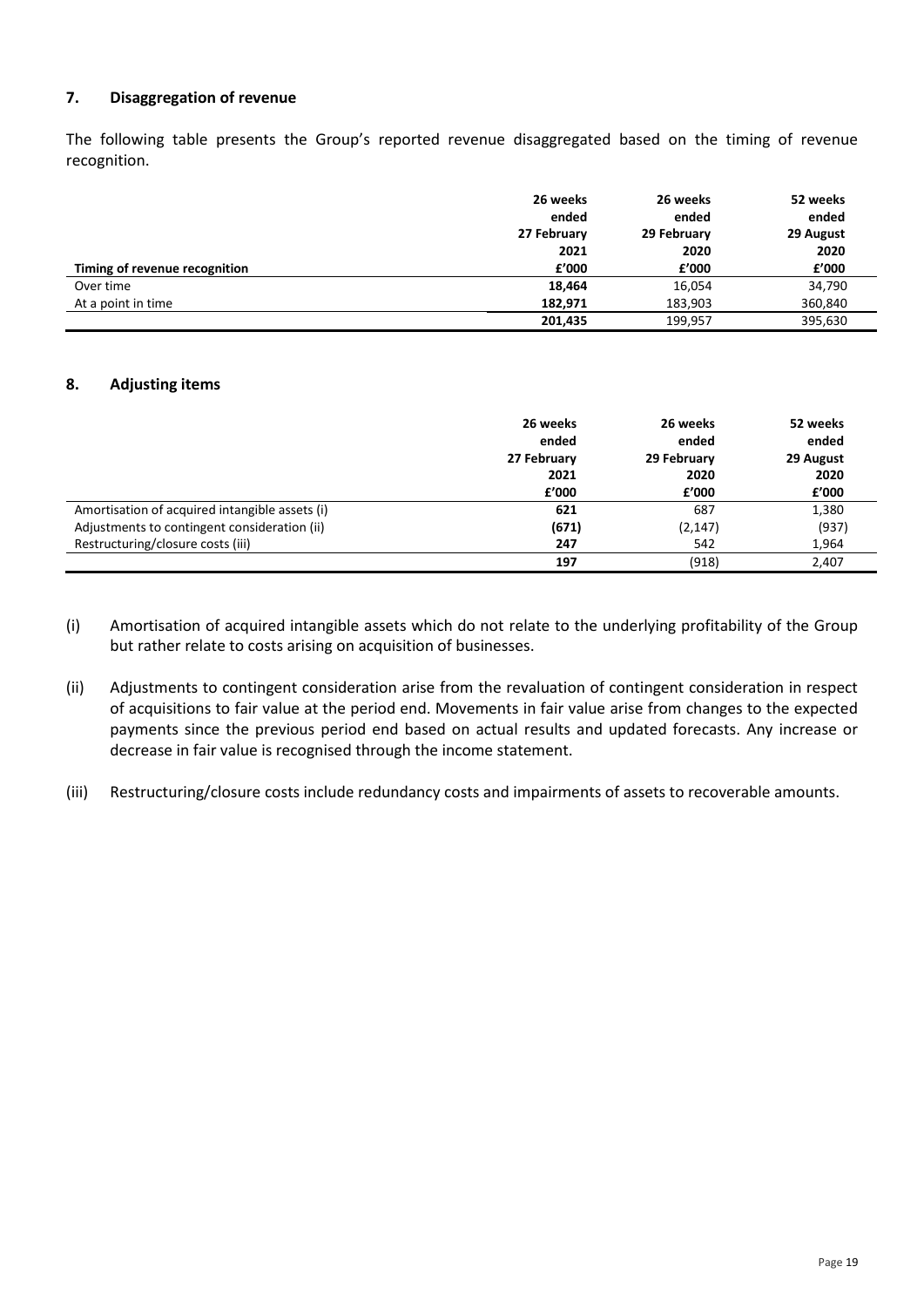## 7. Disaggregation of revenue

The following table presents the Group's reported revenue disaggregated based on the timing of revenue recognition.

| Timing of revenue recognition | 26 weeks ended 27 February 2021 £'000 | 26 weeks ended 29 February 2020 £'000 | 52 weeks ended 29 August 2020 £'000 |
|---|---|---|---|
| Over time | **18,464** | 16,054 | 34,790 |
| At a point in time | **182,971** | 183,903 | 360,840 |
| | **201,435** | 199,957 | 395,630 |

## 8. Adjusting items

| | 26 weeks ended 27 February 2021 £'000 | 26 weeks ended 29 February 2020 £'000 | 52 weeks ended 29 August 2020 £'000 |
|---|---|---|---|
| Amortisation of acquired intangible assets (i) | **621** | 687 | 1,380 |
| Adjustments to contingent consideration (ii) | **(671)** | (2,147) | (937) |
| Restructuring/closure costs (iii) | **247** | 542 | 1,964 |
| | **197** | (918) | 2,407 |

(i) Amortisation of acquired intangible assets which do not relate to the underlying profitability of the Group but rather relate to costs arising on acquisition of businesses.

(ii) Adjustments to contingent consideration arise from the revaluation of contingent consideration in respect of acquisitions to fair value at the period end. Movements in fair value arise from changes to the expected payments since the previous period end based on actual results and updated forecasts. Any increase or decrease in fair value is recognised through the income statement.

(iii) Restructuring/closure costs include redundancy costs and impairments of assets to recoverable amounts.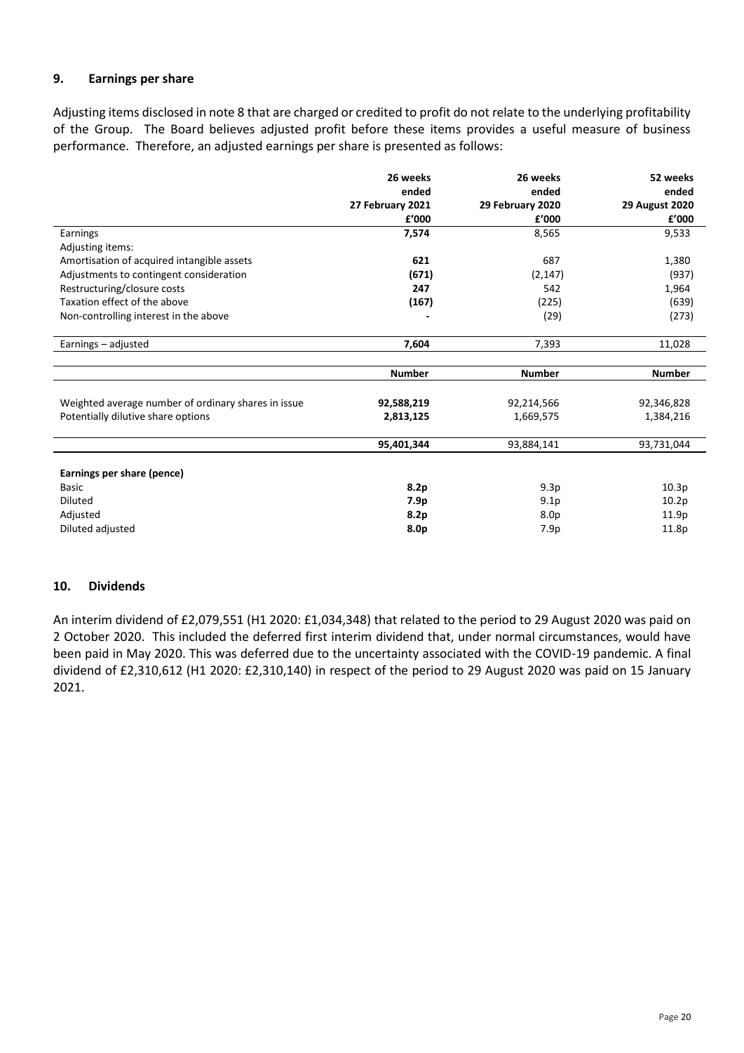## 9. Earnings per share

Adjusting items disclosed in note 8 that are charged or credited to profit do not relate to the underlying profitability of the Group. The Board believes adjusted profit before these items provides a useful measure of business performance. Therefore, an adjusted earnings per share is presented as follows:

| | **26 weeks ended 27 February 2021 £'000** | **26 weeks ended 29 February 2020 £'000** | **52 weeks ended 29 August 2020 £'000** |
|---|---|---|---|
| Earnings | **7,574** | 8,565 | 9,533 |
| Adjusting items: | | | |
| Amortisation of acquired intangible assets | **621** | 687 | 1,380 |
| Adjustments to contingent consideration | **(671)** | (2,147) | (937) |
| Restructuring/closure costs | **247** | 542 | 1,964 |
| Taxation effect of the above | **(167)** | (225) | (639) |
| Non-controlling interest in the above | **-** | (29) | (273) |
| Earnings – adjusted | **7,604** | 7,393 | 11,028 |
| | **Number** | **Number** | **Number** |
| Weighted average number of ordinary shares in issue | **92,588,219** | 92,214,566 | 92,346,828 |
| Potentially dilutive share options | **2,813,125** | 1,669,575 | 1,384,216 |
| | **95,401,344** | 93,884,141 | 93,731,044 |
| **Earnings per share (pence)** | | | |
| Basic | **8.2p** | 9.3p | 10.3p |
| Diluted | **7.9p** | 9.1p | 10.2p |
| Adjusted | **8.2p** | 8.0p | 11.9p |
| Diluted adjusted | **8.0p** | 7.9p | 11.8p |

## 10. Dividends

An interim dividend of £2,079,551 (H1 2020: £1,034,348) that related to the period to 29 August 2020 was paid on 2 October 2020. This included the deferred first interim dividend that, under normal circumstances, would have been paid in May 2020. This was deferred due to the uncertainty associated with the COVID-19 pandemic. A final dividend of £2,310,612 (H1 2020: £2,310,140) in respect of the period to 29 August 2020 was paid on 15 January 2021.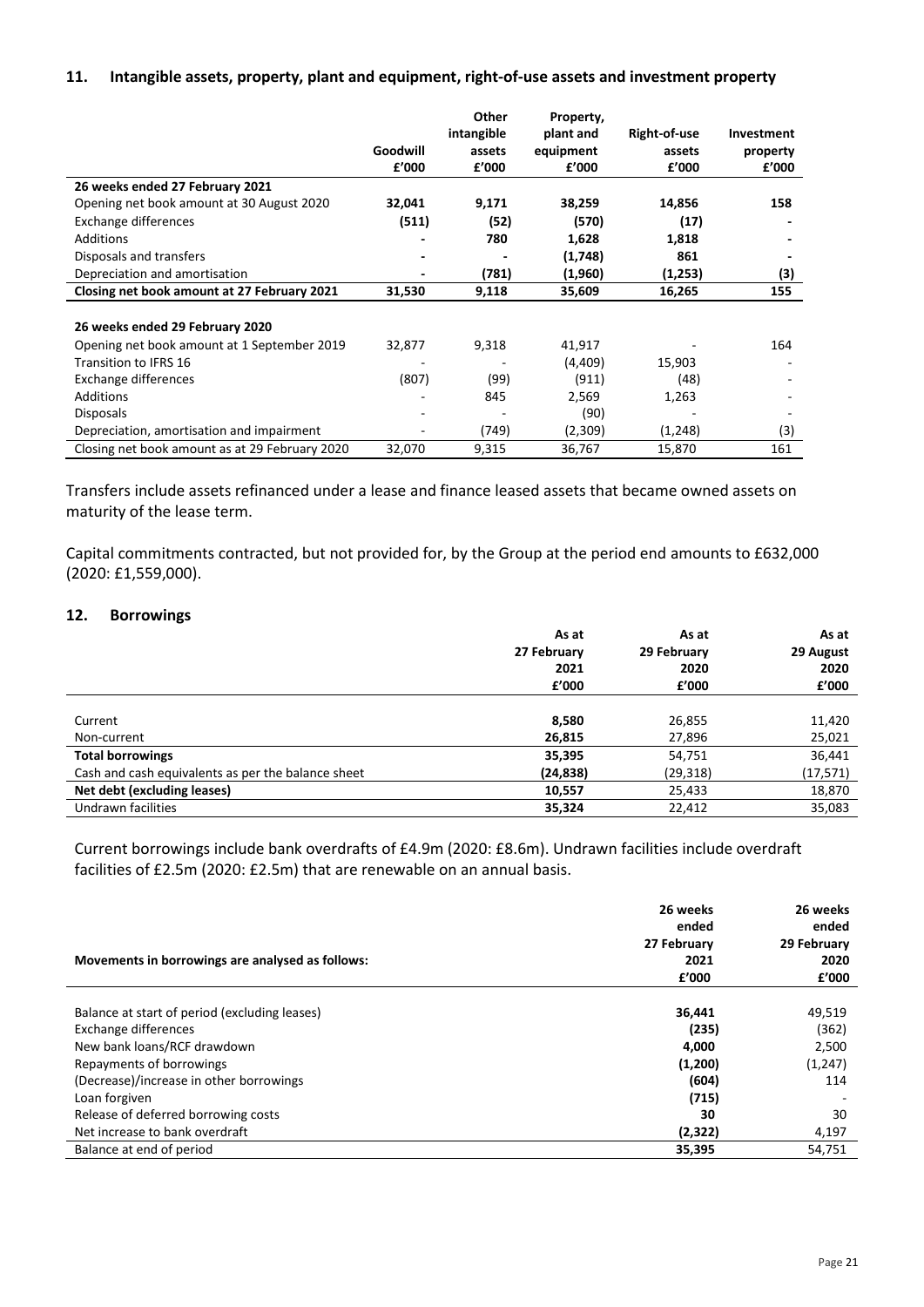## 11. Intangible assets, property, plant and equipment, right-of-use assets and investment property

| | Goodwill £'000 | Other intangible assets £'000 | Property, plant and equipment £'000 | Right-of-use assets £'000 | Investment property £'000 |
|---|---|---|---|---|---|
| **26 weeks ended 27 February 2021** | | | | | |
| Opening net book amount at 30 August 2020 | **32,041** | **9,171** | **38,259** | **14,856** | **158** |
| Exchange differences | **(511)** | **(52)** | **(570)** | **(17)** | **-** |
| Additions | **-** | **780** | **1,628** | **1,818** | **-** |
| Disposals and transfers | **-** | **-** | **(1,748)** | **861** | **-** |
| Depreciation and amortisation | **-** | **(781)** | **(1,960)** | **(1,253)** | **(3)** |
| **Closing net book amount at 27 February 2021** | **31,530** | **9,118** | **35,609** | **16,265** | **155** |
| | | | | | |
| **26 weeks ended 29 February 2020** | | | | | |
| Opening net book amount at 1 September 2019 | 32,877 | 9,318 | 41,917 | - | 164 |
| Transition to IFRS 16 | - | - | (4,409) | 15,903 | - |
| Exchange differences | (807) | (99) | (911) | (48) | - |
| Additions | - | 845 | 2,569 | 1,263 | - |
| Disposals | - | - | (90) | - | - |
| Depreciation, amortisation and impairment | - | (749) | (2,309) | (1,248) | (3) |
| Closing net book amount as at 29 February 2020 | 32,070 | 9,315 | 36,767 | 15,870 | 161 |

Transfers include assets refinanced under a lease and finance leased assets that became owned assets on maturity of the lease term.

Capital commitments contracted, but not provided for, by the Group at the period end amounts to £632,000 (2020: £1,559,000).

## 12. Borrowings

| | As at 27 February 2021 £'000 | As at 29 February 2020 £'000 | As at 29 August 2020 £'000 |
|---|---|---|---|
| Current | **8,580** | 26,855 | 11,420 |
| Non-current | **26,815** | 27,896 | 25,021 |
| **Total borrowings** | **35,395** | 54,751 | 36,441 |
| Cash and cash equivalents as per the balance sheet | **(24,838)** | (29,318) | (17,571) |
| **Net debt (excluding leases)** | **10,557** | 25,433 | 18,870 |
| Undrawn facilities | **35,324** | 22,412 | 35,083 |

Current borrowings include bank overdrafts of £4.9m (2020: £8.6m). Undrawn facilities include overdraft facilities of £2.5m (2020: £2.5m) that are renewable on an annual basis.

| Movements in borrowings are analysed as follows: | 26 weeks ended 27 February 2021 £'000 | 26 weeks ended 29 February 2020 £'000 |
|---|---|---|
| Balance at start of period (excluding leases) | **36,441** | 49,519 |
| Exchange differences | **(235)** | (362) |
| New bank loans/RCF drawdown | **4,000** | 2,500 |
| Repayments of borrowings | **(1,200)** | (1,247) |
| (Decrease)/increase in other borrowings | **(604)** | 114 |
| Loan forgiven | **(715)** | - |
| Release of deferred borrowing costs | **30** | 30 |
| Net increase to bank overdraft | **(2,322)** | 4,197 |
| Balance at end of period | **35,395** | 54,751 |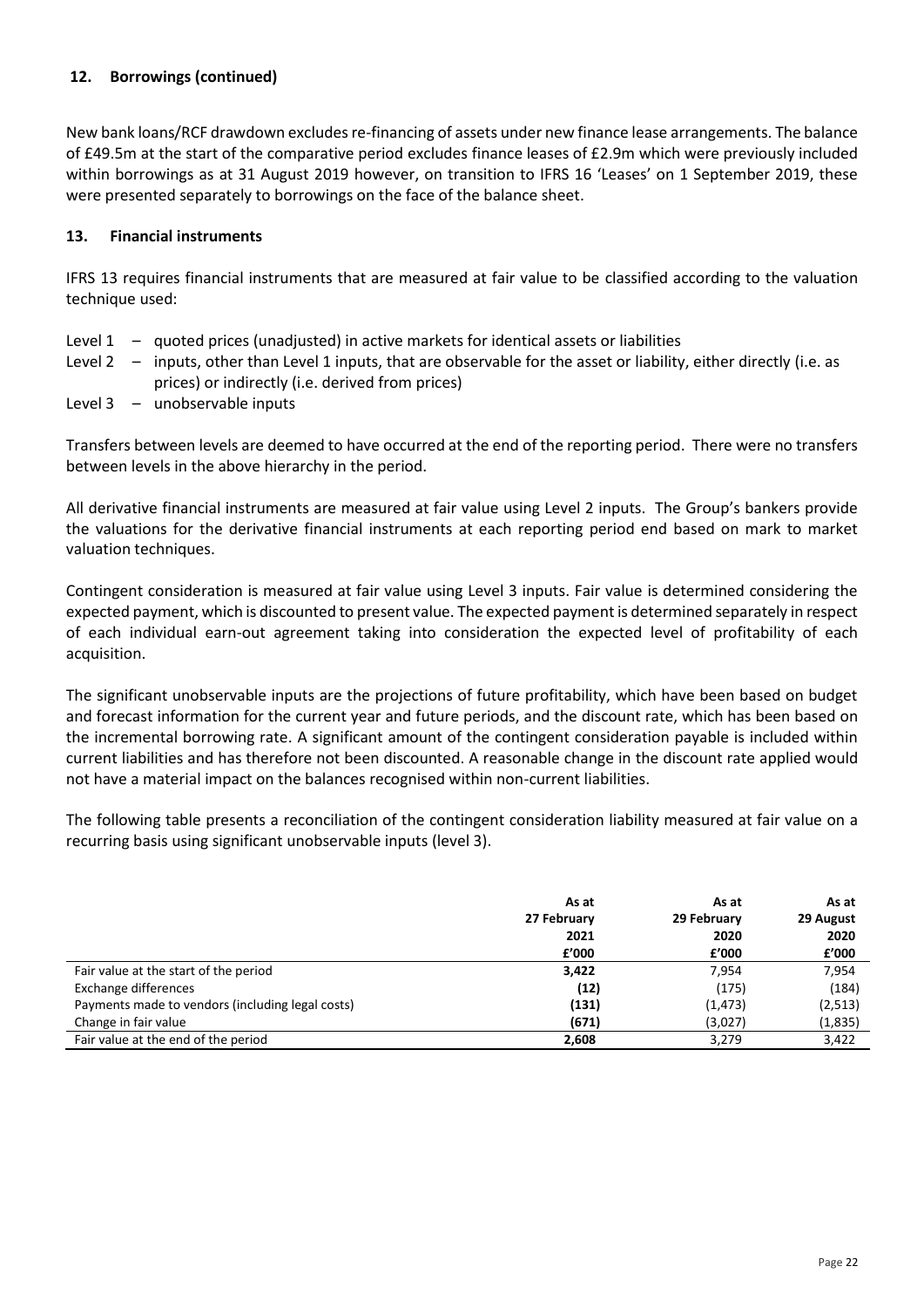## 12. Borrowings (continued)

New bank loans/RCF drawdown excludes re-financing of assets under new finance lease arrangements. The balance of £49.5m at the start of the comparative period excludes finance leases of £2.9m which were previously included within borrowings as at 31 August 2019 however, on transition to IFRS 16 'Leases' on 1 September 2019, these were presented separately to borrowings on the face of the balance sheet.

## 13. Financial instruments

IFRS 13 requires financial instruments that are measured at fair value to be classified according to the valuation technique used:

- Level 1 – quoted prices (unadjusted) in active markets for identical assets or liabilities
- Level 2 – inputs, other than Level 1 inputs, that are observable for the asset or liability, either directly (i.e. as prices) or indirectly (i.e. derived from prices)
- Level 3 – unobservable inputs

Transfers between levels are deemed to have occurred at the end of the reporting period. There were no transfers between levels in the above hierarchy in the period.

All derivative financial instruments are measured at fair value using Level 2 inputs. The Group's bankers provide the valuations for the derivative financial instruments at each reporting period end based on mark to market valuation techniques.

Contingent consideration is measured at fair value using Level 3 inputs. Fair value is determined considering the expected payment, which is discounted to present value. The expected payment is determined separately in respect of each individual earn-out agreement taking into consideration the expected level of profitability of each acquisition.

The significant unobservable inputs are the projections of future profitability, which have been based on budget and forecast information for the current year and future periods, and the discount rate, which has been based on the incremental borrowing rate. A significant amount of the contingent consideration payable is included within current liabilities and has therefore not been discounted. A reasonable change in the discount rate applied would not have a material impact on the balances recognised within non-current liabilities.

The following table presents a reconciliation of the contingent consideration liability measured at fair value on a recurring basis using significant unobservable inputs (level 3).

| | **As at 27 February 2021 £'000** | **As at 29 February 2020 £'000** | **As at 29 August 2020 £'000** |
|---|---|---|---|
| Fair value at the start of the period | **3,422** | 7,954 | 7,954 |
| Exchange differences | **(12)** | (175) | (184) |
| Payments made to vendors (including legal costs) | **(131)** | (1,473) | (2,513) |
| Change in fair value | **(671)** | (3,027) | (1,835) |
| Fair value at the end of the period | **2,608** | 3,279 | 3,422 |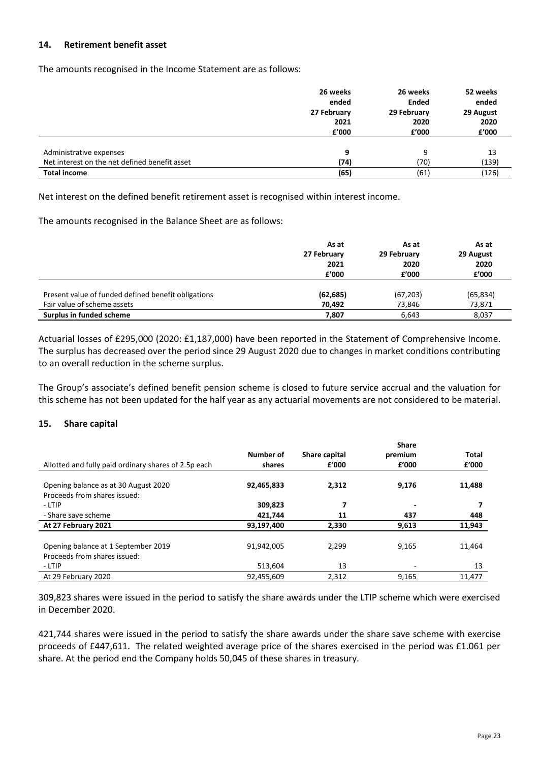## 14. Retirement benefit asset

The amounts recognised in the Income Statement are as follows:

| | 26 weeks ended 27 February 2021 £'000 | 26 weeks Ended 29 February 2020 £'000 | 52 weeks ended 29 August 2020 £'000 |
|---|---|---|---|
| Administrative expenses | **9** | 9 | 13 |
| Net interest on the net defined benefit asset | **(74)** | (70) | (139) |
| **Total income** | **(65)** | (61) | (126) |

Net interest on the defined benefit retirement asset is recognised within interest income.

The amounts recognised in the Balance Sheet are as follows:

| | As at 27 February 2021 £'000 | As at 29 February 2020 £'000 | As at 29 August 2020 £'000 |
|---|---|---|---|
| Present value of funded defined benefit obligations | **(62,685)** | (67,203) | (65,834) |
| Fair value of scheme assets | **70,492** | 73,846 | 73,871 |
| **Surplus in funded scheme** | **7,807** | 6,643 | 8,037 |

Actuarial losses of £295,000 (2020: £1,187,000) have been reported in the Statement of Comprehensive Income. The surplus has decreased over the period since 29 August 2020 due to changes in market conditions contributing to an overall reduction in the scheme surplus.

The Group's associate's defined benefit pension scheme is closed to future service accrual and the valuation for this scheme has not been updated for the half year as any actuarial movements are not considered to be material.

## 15. Share capital

| Allotted and fully paid ordinary shares of 2.5p each | Number of shares | Share capital £'000 | Share premium £'000 | Total £'000 |
|---|---|---|---|---|
| Opening balance as at 30 August 2020 | **92,465,833** | **2,312** | **9,176** | **11,488** |
| Proceeds from shares issued: | | | | |
| - LTIP | **309,823** | **7** | **-** | **7** |
| - Share save scheme | **421,744** | **11** | **437** | **448** |
| **At 27 February 2021** | **93,197,400** | **2,330** | **9,613** | **11,943** |
| Opening balance at 1 September 2019 | 91,942,005 | 2,299 | 9,165 | 11,464 |
| Proceeds from shares issued: | | | | |
| - LTIP | 513,604 | 13 | - | 13 |
| At 29 February 2020 | 92,455,609 | 2,312 | 9,165 | 11,477 |

309,823 shares were issued in the period to satisfy the share awards under the LTIP scheme which were exercised in December 2020.

421,744 shares were issued in the period to satisfy the share awards under the share save scheme with exercise proceeds of £447,611. The related weighted average price of the shares exercised in the period was £1.061 per share. At the period end the Company holds 50,045 of these shares in treasury.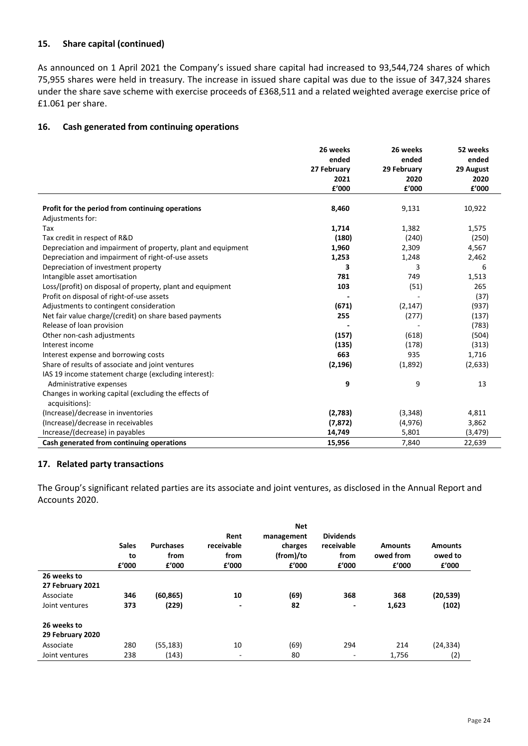## 15. Share capital (continued)

As announced on 1 April 2021 the Company's issued share capital had increased to 93,544,724 shares of which 75,955 shares were held in treasury. The increase in issued share capital was due to the issue of 347,324 shares under the share save scheme with exercise proceeds of £368,511 and a related weighted average exercise price of £1.061 per share.

## 16. Cash generated from continuing operations

| | 26 weeks ended 27 February 2021 £'000 | 26 weeks ended 29 February 2020 £'000 | 52 weeks ended 29 August 2020 £'000 |
|---|---|---|---|
| **Profit for the period from continuing operations** | **8,460** | 9,131 | 10,922 |
| Adjustments for: | | | |
| Tax | **1,714** | 1,382 | 1,575 |
| Tax credit in respect of R&D | **(180)** | (240) | (250) |
| Depreciation and impairment of property, plant and equipment | **1,960** | 2,309 | 4,567 |
| Depreciation and impairment of right-of-use assets | **1,253** | 1,248 | 2,462 |
| Depreciation of investment property | **3** | 3 | 6 |
| Intangible asset amortisation | **781** | 749 | 1,513 |
| Loss/(profit) on disposal of property, plant and equipment | **103** | (51) | 265 |
| Profit on disposal of right-of-use assets | **-** | - | (37) |
| Adjustments to contingent consideration | **(671)** | (2,147) | (937) |
| Net fair value charge/(credit) on share based payments | **255** | (277) | (137) |
| Release of loan provision | **-** | - | (783) |
| Other non-cash adjustments | **(157)** | (618) | (504) |
| Interest income | **(135)** | (178) | (313) |
| Interest expense and borrowing costs | **663** | 935 | 1,716 |
| Share of results of associate and joint ventures | **(2,196)** | (1,892) | (2,633) |
| IAS 19 income statement charge (excluding interest): | | | |
| Administrative expenses | **9** | 9 | 13 |
| Changes in working capital (excluding the effects of acquisitions): | | | |
| (Increase)/decrease in inventories | **(2,783)** | (3,348) | 4,811 |
| (Increase)/decrease in receivables | **(7,872)** | (4,976) | 3,862 |
| Increase/(decrease) in payables | **14,749** | 5,801 | (3,479) |
| **Cash generated from continuing operations** | **15,956** | 7,840 | 22,639 |

## 17. Related party transactions

The Group's significant related parties are its associate and joint ventures, as disclosed in the Annual Report and Accounts 2020.

| | Sales to £'000 | Purchases from £'000 | Rent receivable from £'000 | Net management charges (from)/to £'000 | Dividends receivable from £'000 | Amounts owed from £'000 | Amounts owed to £'000 |
|---|---|---|---|---|---|---|---|
| **26 weeks to 27 February 2021** | | | | | | | |
| Associate | **346** | **(60,865)** | **10** | **(69)** | **368** | **368** | **(20,539)** |
| Joint ventures | **373** | **(229)** | **-** | **82** | **-** | **1,623** | **(102)** |
| **26 weeks to 29 February 2020** | | | | | | | |
| Associate | 280 | (55,183) | 10 | (69) | 294 | 214 | (24,334) |
| Joint ventures | 238 | (143) | - | 80 | - | 1,756 | (2) |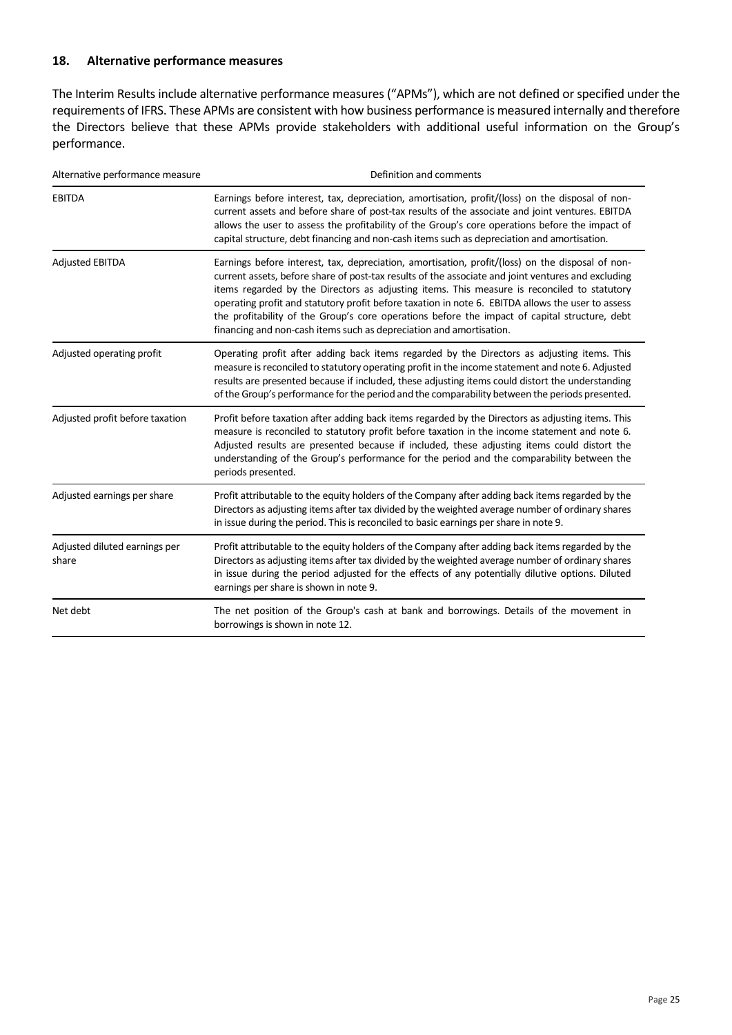## 18. Alternative performance measures

The Interim Results include alternative performance measures ("APMs"), which are not defined or specified under the requirements of IFRS. These APMs are consistent with how business performance is measured internally and therefore the Directors believe that these APMs provide stakeholders with additional useful information on the Group's performance.

| Alternative performance measure | Definition and comments |
|---|---|
| EBITDA | Earnings before interest, tax, depreciation, amortisation, profit/(loss) on the disposal of non-current assets and before share of post-tax results of the associate and joint ventures. EBITDA allows the user to assess the profitability of the Group's core operations before the impact of capital structure, debt financing and non-cash items such as depreciation and amortisation. |
| Adjusted EBITDA | Earnings before interest, tax, depreciation, amortisation, profit/(loss) on the disposal of non-current assets, before share of post-tax results of the associate and joint ventures and excluding items regarded by the Directors as adjusting items. This measure is reconciled to statutory operating profit and statutory profit before taxation in note 6. EBITDA allows the user to assess the profitability of the Group's core operations before the impact of capital structure, debt financing and non-cash items such as depreciation and amortisation. |
| Adjusted operating profit | Operating profit after adding back items regarded by the Directors as adjusting items. This measure is reconciled to statutory operating profit in the income statement and note 6. Adjusted results are presented because if included, these adjusting items could distort the understanding of the Group's performance for the period and the comparability between the periods presented. |
| Adjusted profit before taxation | Profit before taxation after adding back items regarded by the Directors as adjusting items. This measure is reconciled to statutory profit before taxation in the income statement and note 6. Adjusted results are presented because if included, these adjusting items could distort the understanding of the Group's performance for the period and the comparability between the periods presented. |
| Adjusted earnings per share | Profit attributable to the equity holders of the Company after adding back items regarded by the Directors as adjusting items after tax divided by the weighted average number of ordinary shares in issue during the period. This is reconciled to basic earnings per share in note 9. |
| Adjusted diluted earnings per share | Profit attributable to the equity holders of the Company after adding back items regarded by the Directors as adjusting items after tax divided by the weighted average number of ordinary shares in issue during the period adjusted for the effects of any potentially dilutive options. Diluted earnings per share is shown in note 9. |
| Net debt | The net position of the Group's cash at bank and borrowings. Details of the movement in borrowings is shown in note 12. |